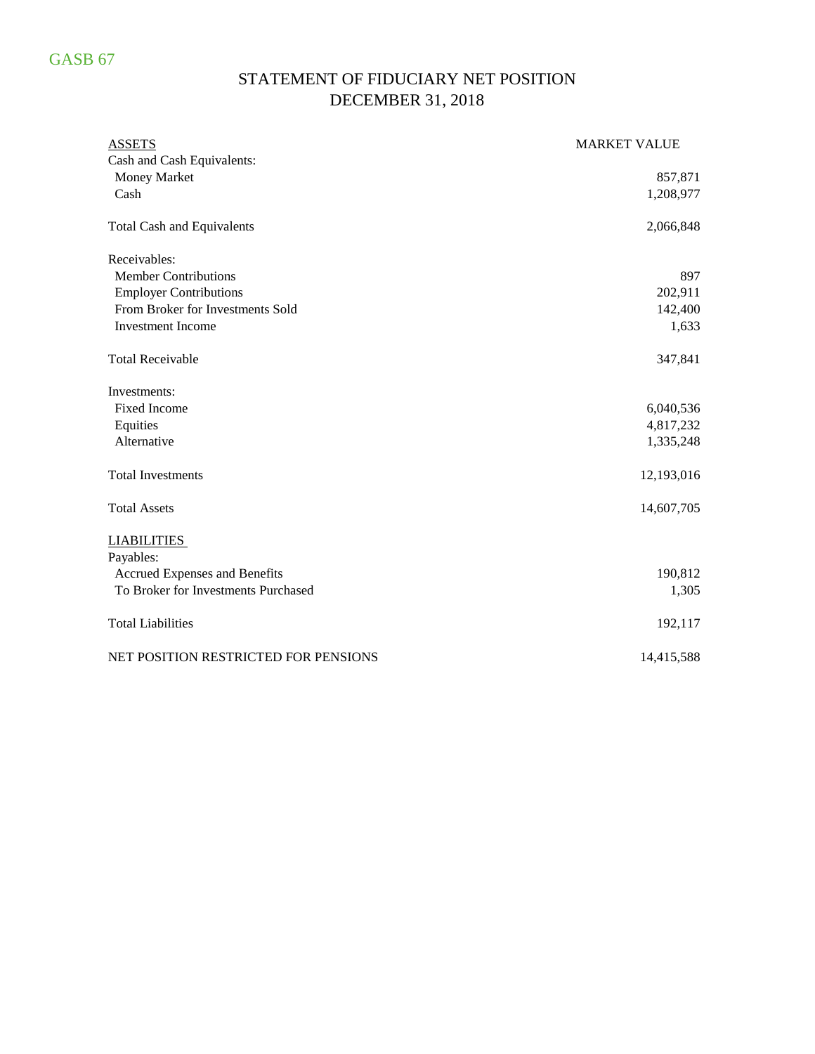GASB 67

# STATEMENT OF FIDUCIARY NET POSITION
# DECEMBER 31, 2018

| ASSETS | MARKET VALUE |
| --- | ---: |
| Cash and Cash Equivalents: | |
| Money Market | 857,871 |
| Cash | 1,208,977 |
| Total Cash and Equivalents | 2,066,848 |
| Receivables: | |
| Member Contributions | 897 |
| Employer Contributions | 202,911 |
| From Broker for Investments Sold | 142,400 |
| Investment Income | 1,633 |
| Total Receivable | 347,841 |
| Investments: | |
| Fixed Income | 6,040,536 |
| Equities | 4,817,232 |
| Alternative | 1,335,248 |
| Total Investments | 12,193,016 |
| Total Assets | 14,607,705 |
| LIABILITIES | |
| Payables: | |
| Accrued Expenses and Benefits | 190,812 |
| To Broker for Investments Purchased | 1,305 |
| Total Liabilities | 192,117 |
| NET POSITION RESTRICTED FOR PENSIONS | 14,415,588 |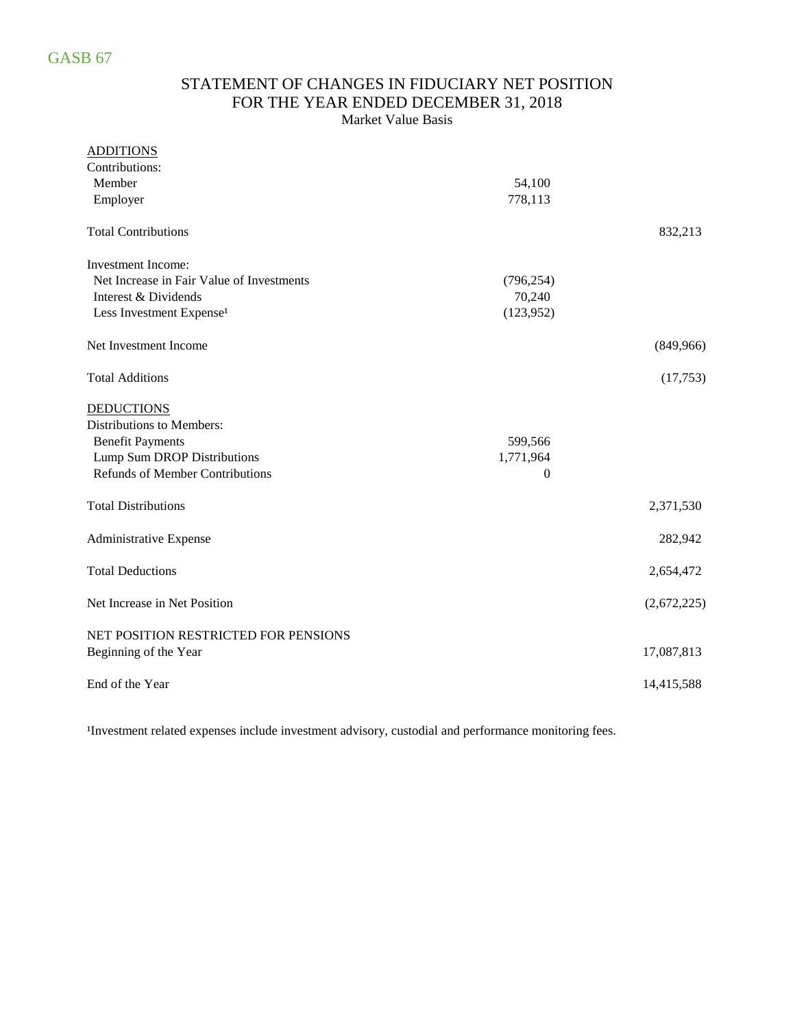GASB 67

# STATEMENT OF CHANGES IN FIDUCIARY NET POSITION
## FOR THE YEAR ENDED DECEMBER 31, 2018
Market Value Basis

| | | |
|---|---|---|
| <u>ADDITIONS</u> | | |
| Contributions: | | |
| Member | 54,100 | |
| Employer | 778,113 | |
| Total Contributions | | 832,213 |
| Investment Income: | | |
| Net Increase in Fair Value of Investments | (796,254) | |
| Interest & Dividends | 70,240 | |
| Less Investment Expense[1] | (123,952) | |
| Net Investment Income | | (849,966) |
| Total Additions | | (17,753) |
| <u>DEDUCTIONS</u> | | |
| Distributions to Members: | | |
| Benefit Payments | 599,566 | |
| Lump Sum DROP Distributions | 1,771,964 | |
| Refunds of Member Contributions | 0 | |
| Total Distributions | | 2,371,530 |
| Administrative Expense | | 282,942 |
| Total Deductions | | 2,654,472 |
| Net Increase in Net Position | | (2,672,225) |
| NET POSITION RESTRICTED FOR PENSIONS | | |
| Beginning of the Year | | 17,087,813 |
| End of the Year | | 14,415,588 |

[1]Investment related expenses include investment advisory, custodial and performance monitoring fees.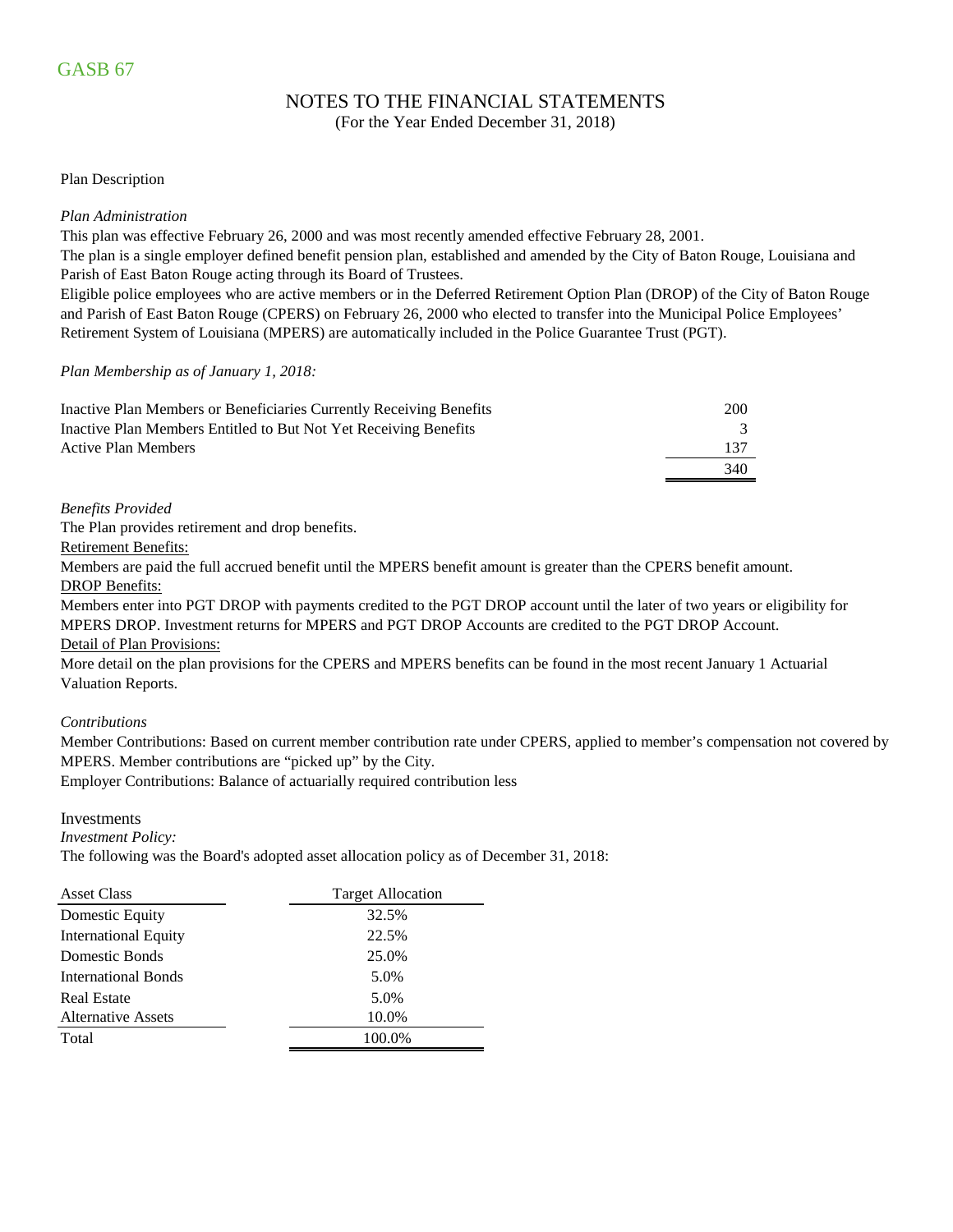GASB 67

# NOTES TO THE FINANCIAL STATEMENTS

(For the Year Ended December 31, 2018)

## Plan Description

*Plan Administration*

This plan was effective February 26, 2000 and was most recently amended effective February 28, 2001.

The plan is a single employer defined benefit pension plan, established and amended by the City of Baton Rouge, Louisiana and Parish of East Baton Rouge acting through its Board of Trustees.

Eligible police employees who are active members or in the Deferred Retirement Option Plan (DROP) of the City of Baton Rouge and Parish of East Baton Rouge (CPERS) on February 26, 2000 who elected to transfer into the Municipal Police Employees' Retirement System of Louisiana (MPERS) are automatically included in the Police Guarantee Trust (PGT).

*Plan Membership as of January 1, 2018:*

| | |
|---|---|
| Inactive Plan Members or Beneficiaries Currently Receiving Benefits | 200 |
| Inactive Plan Members Entitled to But Not Yet Receiving Benefits | 3 |
| Active Plan Members | 137 |
| | 340 |

*Benefits Provided*

The Plan provides retirement and drop benefits.

Retirement Benefits:

Members are paid the full accrued benefit until the MPERS benefit amount is greater than the CPERS benefit amount.

DROP Benefits:

Members enter into PGT DROP with payments credited to the PGT DROP account until the later of two years or eligibility for MPERS DROP. Investment returns for MPERS and PGT DROP Accounts are credited to the PGT DROP Account.

Detail of Plan Provisions:

More detail on the plan provisions for the CPERS and MPERS benefits can be found in the most recent January 1 Actuarial Valuation Reports.

*Contributions*

Member Contributions: Based on current member contribution rate under CPERS, applied to member's compensation not covered by MPERS. Member contributions are "picked up" by the City.

Employer Contributions: Balance of actuarially required contribution less

## Investments

*Investment Policy:*

The following was the Board's adopted asset allocation policy as of December 31, 2018:

| Asset Class | Target Allocation |
|---|---|
| Domestic Equity | 32.5% |
| International Equity | 22.5% |
| Domestic Bonds | 25.0% |
| International Bonds | 5.0% |
| Real Estate | 5.0% |
| Alternative Assets | 10.0% |
| Total | 100.0% |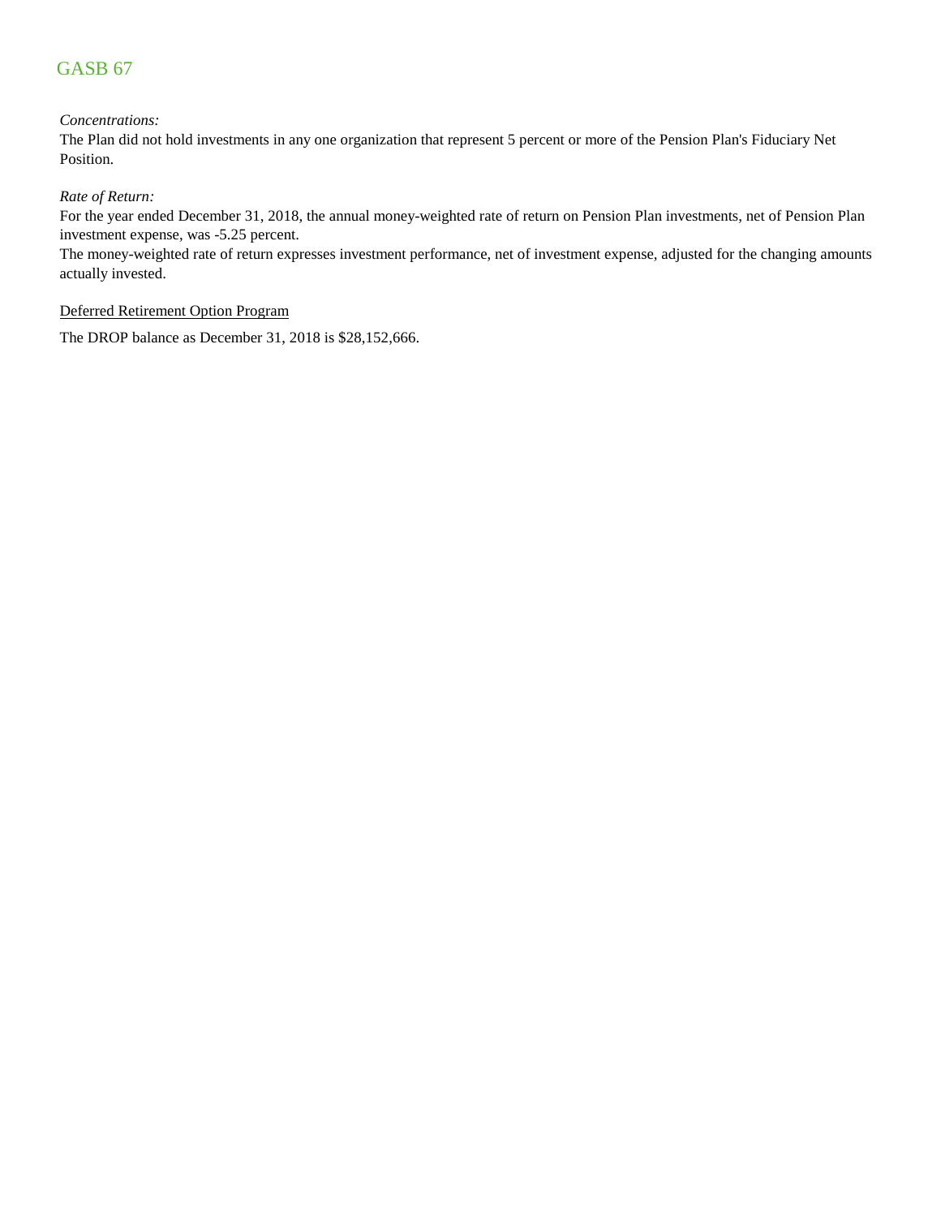GASB 67

*Concentrations:*

The Plan did not hold investments in any one organization that represent 5 percent or more of the Pension Plan's Fiduciary Net Position.

*Rate of Return:*

For the year ended December 31, 2018, the annual money-weighted rate of return on Pension Plan investments, net of Pension Plan investment expense, was -5.25 percent.

The money-weighted rate of return expresses investment performance, net of investment expense, adjusted for the changing amounts actually invested.

<u>Deferred Retirement Option Program</u>

The DROP balance as December 31, 2018 is $28,152,666.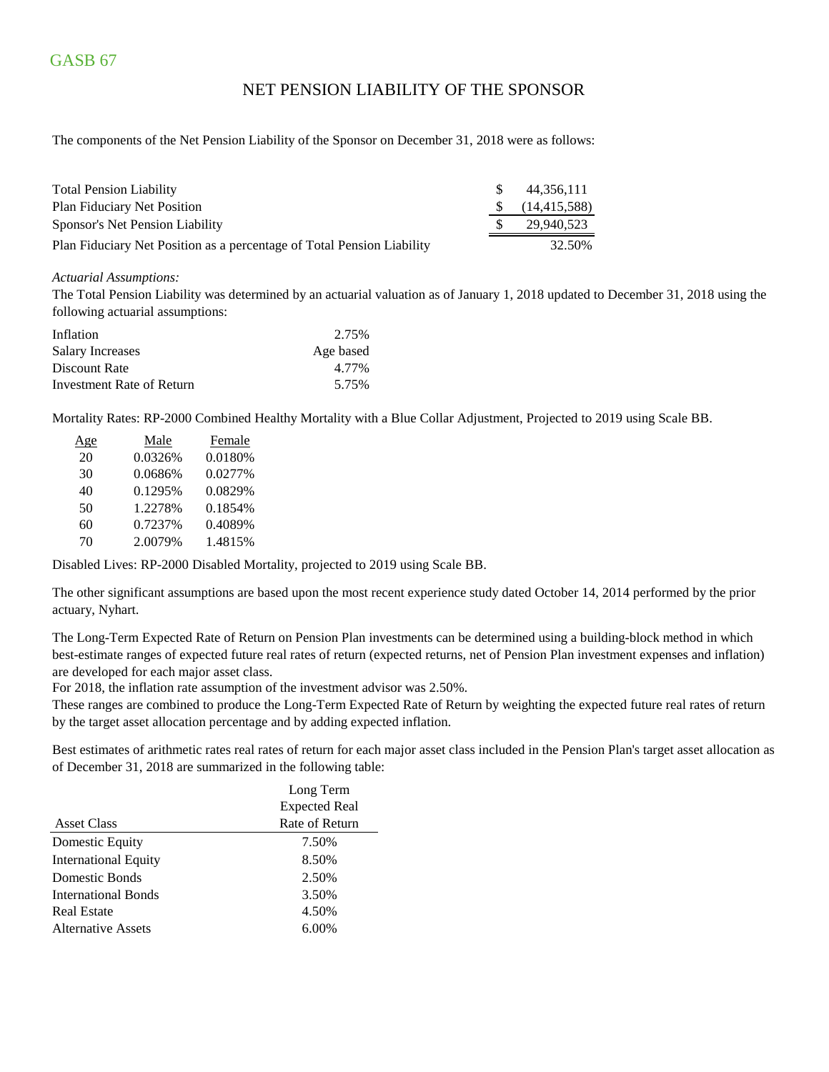GASB 67

# NET PENSION LIABILITY OF THE SPONSOR

The components of the Net Pension Liability of the Sponsor on December 31, 2018 were as follows:

| | |
|---|---|
| Total Pension Liability | $ 44,356,111 |
| Plan Fiduciary Net Position | $ (14,415,588) |
| Sponsor's Net Pension Liability | $ 29,940,523 |
| Plan Fiduciary Net Position as a percentage of Total Pension Liability | 32.50% |

*Actuarial Assumptions:*

The Total Pension Liability was determined by an actuarial valuation as of January 1, 2018 updated to December 31, 2018 using the following actuarial assumptions:

| | |
|---|---|
| Inflation | 2.75% |
| Salary Increases | Age based |
| Discount Rate | 4.77% |
| Investment Rate of Return | 5.75% |

Mortality Rates: RP-2000 Combined Healthy Mortality with a Blue Collar Adjustment, Projected to 2019 using Scale BB.

| Age | Male | Female |
|---|---|---|
| 20 | 0.0326% | 0.0180% |
| 30 | 0.0686% | 0.0277% |
| 40 | 0.1295% | 0.0829% |
| 50 | 1.2278% | 0.1854% |
| 60 | 0.7237% | 0.4089% |
| 70 | 2.0079% | 1.4815% |

Disabled Lives: RP-2000 Disabled Mortality, projected to 2019 using Scale BB.

The other significant assumptions are based upon the most recent experience study dated October 14, 2014 performed by the prior actuary, Nyhart.

The Long-Term Expected Rate of Return on Pension Plan investments can be determined using a building-block method in which best-estimate ranges of expected future real rates of return (expected returns, net of Pension Plan investment expenses and inflation) are developed for each major asset class.

For 2018, the inflation rate assumption of the investment advisor was 2.50%.

These ranges are combined to produce the Long-Term Expected Rate of Return by weighting the expected future real rates of return by the target asset allocation percentage and by adding expected inflation.

Best estimates of arithmetic rates real rates of return for each major asset class included in the Pension Plan's target asset allocation as of December 31, 2018 are summarized in the following table:

| Asset Class | Long Term Expected Real Rate of Return |
|---|---|
| Domestic Equity | 7.50% |
| International Equity | 8.50% |
| Domestic Bonds | 2.50% |
| International Bonds | 3.50% |
| Real Estate | 4.50% |
| Alternative Assets | 6.00% |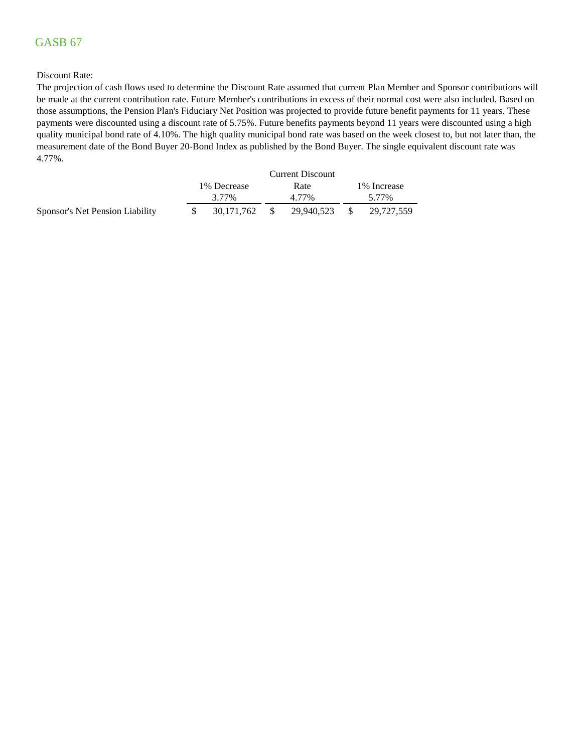# GASB 67

Discount Rate:

The projection of cash flows used to determine the Discount Rate assumed that current Plan Member and Sponsor contributions will be made at the current contribution rate. Future Member's contributions in excess of their normal cost were also included. Based on those assumptions, the Pension Plan's Fiduciary Net Position was projected to provide future benefit payments for 11 years. These payments were discounted using a discount rate of 5.75%. Future benefits payments beyond 11 years were discounted using a high quality municipal bond rate of 4.10%. The high quality municipal bond rate was based on the week closest to, but not later than, the measurement date of the Bond Buyer 20-Bond Index as published by the Bond Buyer. The single equivalent discount rate was 4.77%.

| | 1% Decrease 3.77% | Current Discount Rate 4.77% | 1% Increase 5.77% |
|---|---|---|---|
| Sponsor's Net Pension Liability | $ 30,171,762 | $ 29,940,523 | $ 29,727,559 |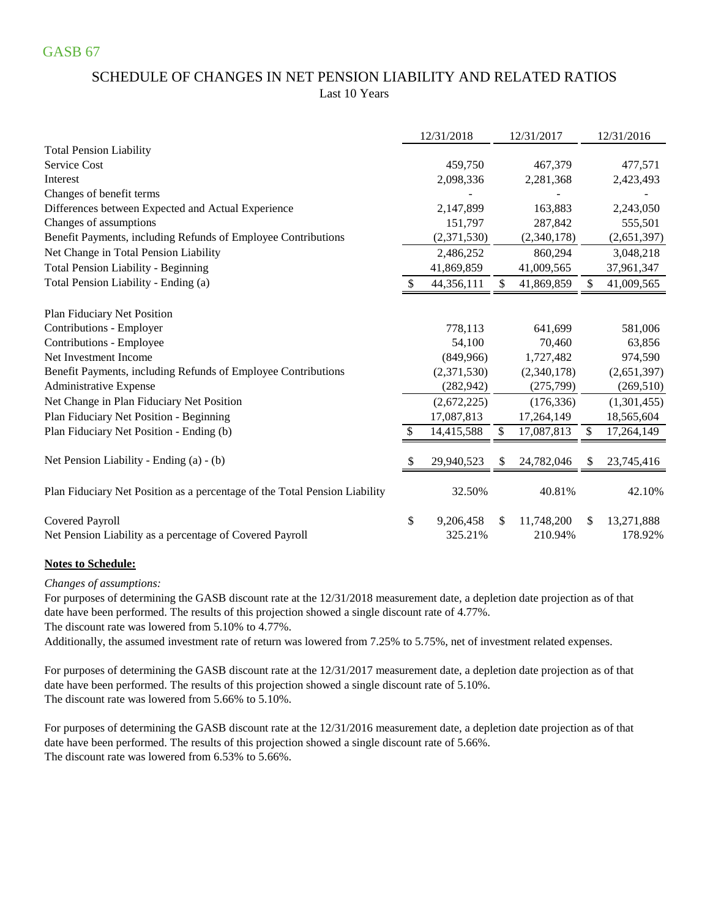GASB 67

## SCHEDULE OF CHANGES IN NET PENSION LIABILITY AND RELATED RATIOS

Last 10 Years

| | 12/31/2018 | 12/31/2017 | 12/31/2016 |
|---|---|---|---|
| Total Pension Liability | | | |
| Service Cost | 459,750 | 467,379 | 477,571 |
| Interest | 2,098,336 | 2,281,368 | 2,423,493 |
| Changes of benefit terms | - | - | - |
| Differences between Expected and Actual Experience | 2,147,899 | 163,883 | 2,243,050 |
| Changes of assumptions | 151,797 | 287,842 | 555,501 |
| Benefit Payments, including Refunds of Employee Contributions | (2,371,530) | (2,340,178) | (2,651,397) |
| Net Change in Total Pension Liability | 2,486,252 | 860,294 | 3,048,218 |
| Total Pension Liability - Beginning | 41,869,859 | 41,009,565 | 37,961,347 |
| Total Pension Liability - Ending (a) | $ 44,356,111 | $ 41,869,859 | $ 41,009,565 |
| | | | |
| Plan Fiduciary Net Position | | | |
| Contributions - Employer | 778,113 | 641,699 | 581,006 |
| Contributions - Employee | 54,100 | 70,460 | 63,856 |
| Net Investment Income | (849,966) | 1,727,482 | 974,590 |
| Benefit Payments, including Refunds of Employee Contributions | (2,371,530) | (2,340,178) | (2,651,397) |
| Administrative Expense | (282,942) | (275,799) | (269,510) |
| Net Change in Plan Fiduciary Net Position | (2,672,225) | (176,336) | (1,301,455) |
| Plan Fiduciary Net Position - Beginning | 17,087,813 | 17,264,149 | 18,565,604 |
| Plan Fiduciary Net Position - Ending (b) | $ 14,415,588 | $ 17,087,813 | $ 17,264,149 |
| | | | |
| Net Pension Liability - Ending (a) - (b) | $ 29,940,523 | $ 24,782,046 | $ 23,745,416 |
| | | | |
| Plan Fiduciary Net Position as a percentage of the Total Pension Liability | 32.50% | 40.81% | 42.10% |
| | | | |
| Covered Payroll | $ 9,206,458 | $ 11,748,200 | $ 13,271,888 |
| Net Pension Liability as a percentage of Covered Payroll | 325.21% | 210.94% | 178.92% |

**Notes to Schedule:**

*Changes of assumptions:*

For purposes of determining the GASB discount rate at the 12/31/2018 measurement date, a depletion date projection as of that date have been performed. The results of this projection showed a single discount rate of 4.77%.
The discount rate was lowered from 5.10% to 4.77%.
Additionally, the assumed investment rate of return was lowered from 7.25% to 5.75%, net of investment related expenses.

For purposes of determining the GASB discount rate at the 12/31/2017 measurement date, a depletion date projection as of that date have been performed. The results of this projection showed a single discount rate of 5.10%.
The discount rate was lowered from 5.66% to 5.10%.

For purposes of determining the GASB discount rate at the 12/31/2016 measurement date, a depletion date projection as of that date have been performed. The results of this projection showed a single discount rate of 5.66%.
The discount rate was lowered from 6.53% to 5.66%.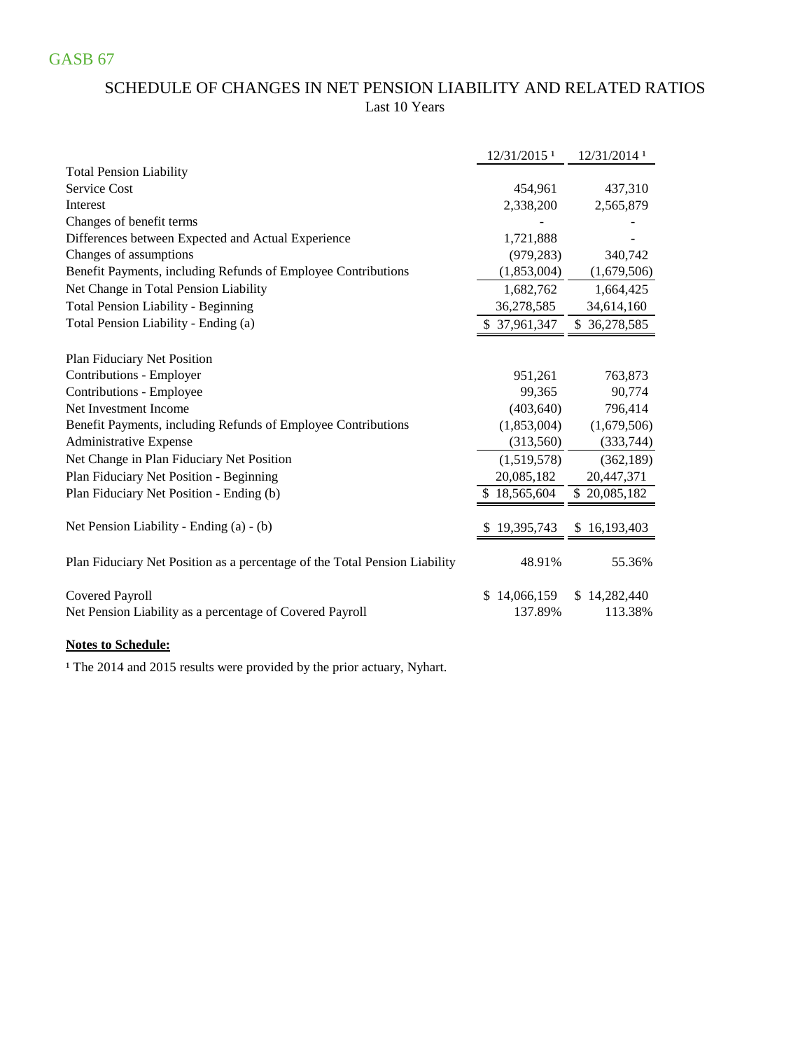GASB 67

## SCHEDULE OF CHANGES IN NET PENSION LIABILITY AND RELATED RATIOS

Last 10 Years

| | 12/31/2015 [1] | 12/31/2014 [1] |
|---|---|---|
| **Total Pension Liability** | | |
| Service Cost | 454,961 | 437,310 |
| Interest | 2,338,200 | 2,565,879 |
| Changes of benefit terms | - | - |
| Differences between Expected and Actual Experience | 1,721,888 | - |
| Changes of assumptions | (979,283) | 340,742 |
| Benefit Payments, including Refunds of Employee Contributions | (1,853,004) | (1,679,506) |
| Net Change in Total Pension Liability | 1,682,762 | 1,664,425 |
| Total Pension Liability - Beginning | 36,278,585 | 34,614,160 |
| Total Pension Liability - Ending (a) | $ 37,961,347 | $ 36,278,585 |
| | | |
| **Plan Fiduciary Net Position** | | |
| Contributions - Employer | 951,261 | 763,873 |
| Contributions - Employee | 99,365 | 90,774 |
| Net Investment Income | (403,640) | 796,414 |
| Benefit Payments, including Refunds of Employee Contributions | (1,853,004) | (1,679,506) |
| Administrative Expense | (313,560) | (333,744) |
| Net Change in Plan Fiduciary Net Position | (1,519,578) | (362,189) |
| Plan Fiduciary Net Position - Beginning | 20,085,182 | 20,447,371 |
| Plan Fiduciary Net Position - Ending (b) | $ 18,565,604 | $ 20,085,182 |
| | | |
| Net Pension Liability - Ending (a) - (b) | $ 19,395,743 | $ 16,193,403 |
| | | |
| Plan Fiduciary Net Position as a percentage of the Total Pension Liability | 48.91% | 55.36% |
| | | |
| Covered Payroll | $ 14,066,159 | $ 14,282,440 |
| Net Pension Liability as a percentage of Covered Payroll | 137.89% | 113.38% |

**Notes to Schedule:**

[1] The 2014 and 2015 results were provided by the prior actuary, Nyhart.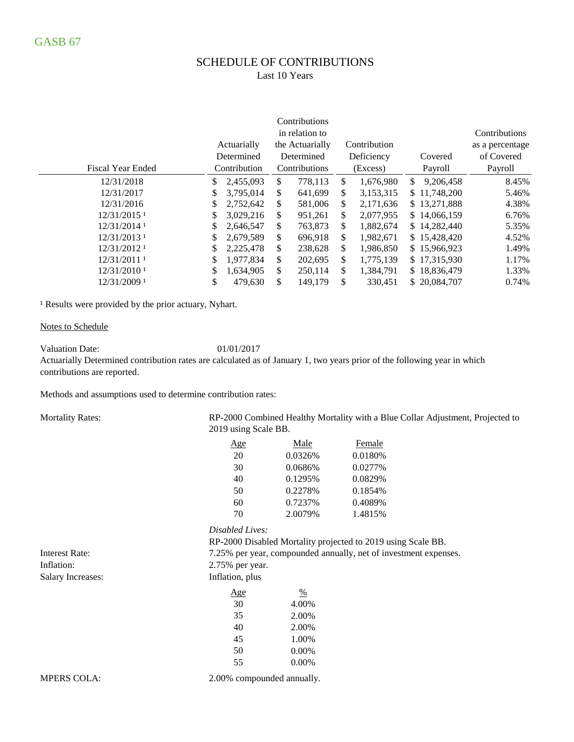GASB 67

# SCHEDULE OF CONTRIBUTIONS

Last 10 Years

| Fiscal Year Ended | Actuarially Determined Contribution | Contributions in relation to the Actuarially Determined Contributions | Contribution Deficiency (Excess) | Covered Payroll | Contributions as a percentage of Covered Payroll |
|---|---|---|---|---|---|
| 12/31/2018 | $ 2,455,093 | $ 778,113 | $ 1,676,980 | $ 9,206,458 | 8.45% |
| 12/31/2017 | $ 3,795,014 | $ 641,699 | $ 3,153,315 | $ 11,748,200 | 5.46% |
| 12/31/2016 | $ 2,752,642 | $ 581,006 | $ 2,171,636 | $ 13,271,888 | 4.38% |
| 12/31/2015 [1] | $ 3,029,216 | $ 951,261 | $ 2,077,955 | $ 14,066,159 | 6.76% |
| 12/31/2014 [1] | $ 2,646,547 | $ 763,873 | $ 1,882,674 | $ 14,282,440 | 5.35% |
| 12/31/2013 [1] | $ 2,679,589 | $ 696,918 | $ 1,982,671 | $ 15,428,420 | 4.52% |
| 12/31/2012 [1] | $ 2,225,478 | $ 238,628 | $ 1,986,850 | $ 15,966,923 | 1.49% |
| 12/31/2011 [1] | $ 1,977,834 | $ 202,695 | $ 1,775,139 | $ 17,315,930 | 1.17% |
| 12/31/2010 [1] | $ 1,634,905 | $ 250,114 | $ 1,384,791 | $ 18,836,479 | 1.33% |
| 12/31/2009 [1] | $ 479,630 | $ 149,179 | $ 330,451 | $ 20,084,707 | 0.74% |

[1] Results were provided by the prior actuary, Nyhart.

Notes to Schedule

Valuation Date: 01/01/2017

Actuarially Determined contribution rates are calculated as of January 1, two years prior of the following year in which contributions are reported.

Methods and assumptions used to determine contribution rates:

Mortality Rates: RP-2000 Combined Healthy Mortality with a Blue Collar Adjustment, Projected to 2019 using Scale BB.

| Age | Male | Female |
|---|---|---|
| 20 | 0.0326% | 0.0180% |
| 30 | 0.0686% | 0.0277% |
| 40 | 0.1295% | 0.0829% |
| 50 | 0.2278% | 0.1854% |
| 60 | 0.7237% | 0.4089% |
| 70 | 2.0079% | 1.4815% |

*Disabled Lives:*

RP-2000 Disabled Mortality projected to 2019 using Scale BB.

Interest Rate: 7.25% per year, compounded annually, net of investment expenses.

Inflation: 2.75% per year.

Salary Increases: Inflation, plus

| Age | % |
|---|---|
| 30 | 4.00% |
| 35 | 2.00% |
| 40 | 2.00% |
| 45 | 1.00% |
| 50 | 0.00% |
| 55 | 0.00% |

MPERS COLA: 2.00% compounded annually.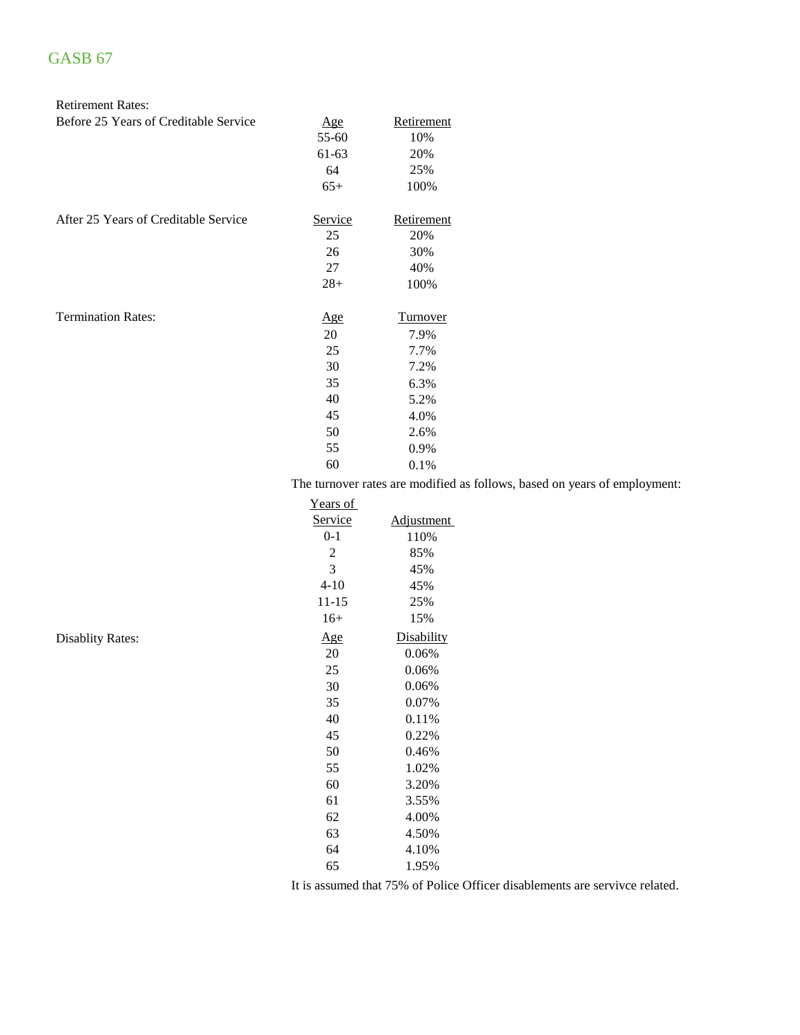GASB 67

Retirement Rates:

Before 25 Years of Creditable Service

| Age | Retirement |
|---|---|
| 55-60 | 10% |
| 61-63 | 20% |
| 64 | 25% |
| 65+ | 100% |

After 25 Years of Creditable Service

| Service | Retirement |
|---|---|
| 25 | 20% |
| 26 | 30% |
| 27 | 40% |
| 28+ | 100% |

Termination Rates:

| Age | Turnover |
|---|---|
| 20 | 7.9% |
| 25 | 7.7% |
| 30 | 7.2% |
| 35 | 6.3% |
| 40 | 5.2% |
| 45 | 4.0% |
| 50 | 2.6% |
| 55 | 0.9% |
| 60 | 0.1% |

The turnover rates are modified as follows, based on years of employment:

| Years of Service | Adjustment |
|---|---|
| 0-1 | 110% |
| 2 | 85% |
| 3 | 45% |
| 4-10 | 45% |
| 11-15 | 25% |
| 16+ | 15% |

Disablity Rates:

| Age | Disability |
|---|---|
| 20 | 0.06% |
| 25 | 0.06% |
| 30 | 0.06% |
| 35 | 0.07% |
| 40 | 0.11% |
| 45 | 0.22% |
| 50 | 0.46% |
| 55 | 1.02% |
| 60 | 3.20% |
| 61 | 3.55% |
| 62 | 4.00% |
| 63 | 4.50% |
| 64 | 4.10% |
| 65 | 1.95% |

It is assumed that 75% of Police Officer disablements are servivce related.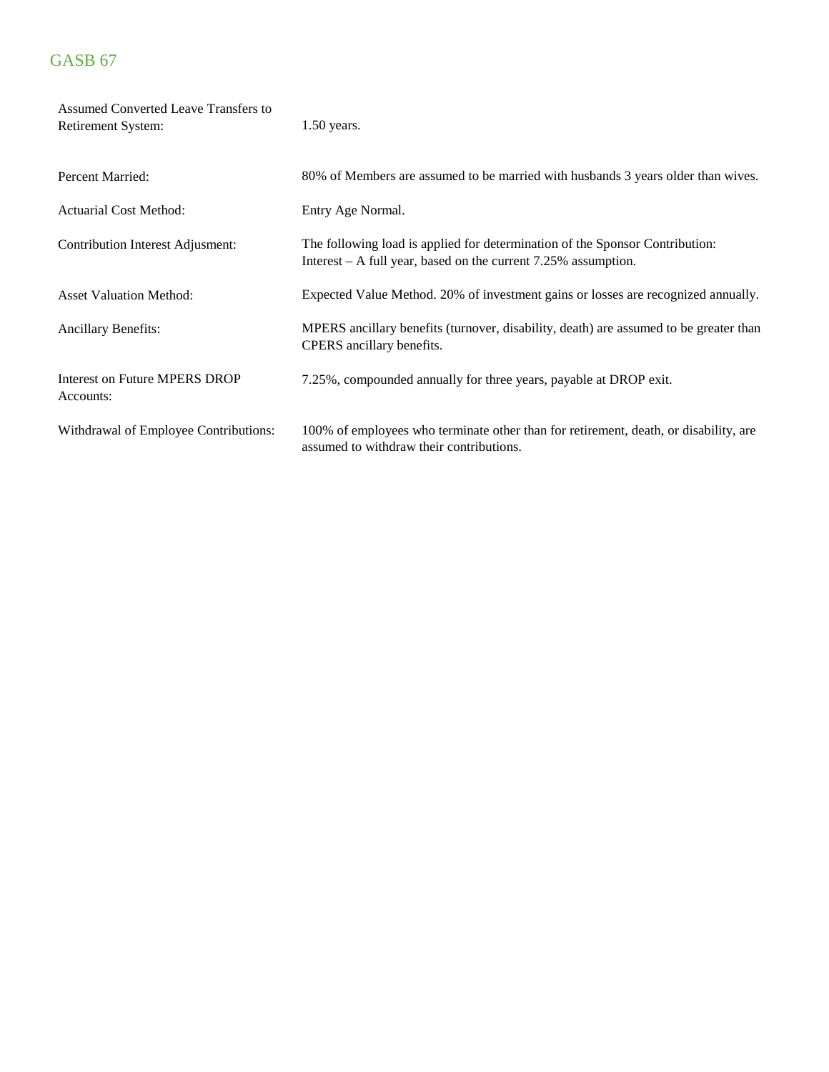| | |
|---|---|
| Assumed Converted Leave Transfers to Retirement System: | 1.50 years. |
| Percent Married: | 80% of Members are assumed to be married with husbands 3 years older than wives. |
| Actuarial Cost Method: | Entry Age Normal. |
| Contribution Interest Adjusment: | The following load is applied for determination of the Sponsor Contribution: Interest – A full year, based on the current 7.25% assumption. |
| Asset Valuation Method: | Expected Value Method. 20% of investment gains or losses are recognized annually. |
| Ancillary Benefits: | MPERS ancillary benefits (turnover, disability, death) are assumed to be greater than CPERS ancillary benefits. |
| Interest on Future MPERS DROP Accounts: | 7.25%, compounded annually for three years, payable at DROP exit. |
| Withdrawal of Employee Contributions: | 100% of employees who terminate other than for retirement, death, or disability, are assumed to withdraw their contributions. |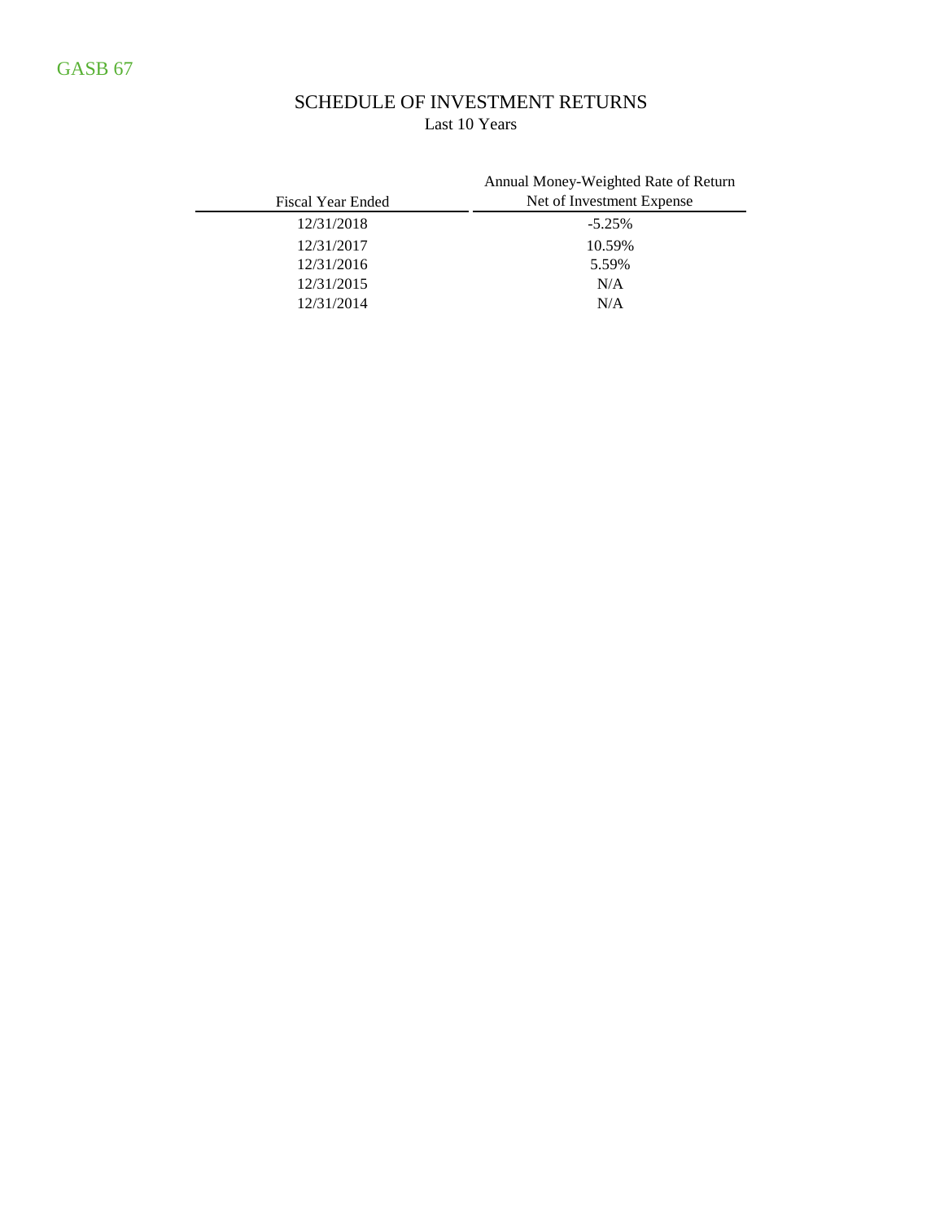GASB 67

# SCHEDULE OF INVESTMENT RETURNS

Last 10 Years

| Fiscal Year Ended | Annual Money-Weighted Rate of Return Net of Investment Expense |
|---|---|
| 12/31/2018 | -5.25% |
| 12/31/2017 | 10.59% |
| 12/31/2016 | 5.59% |
| 12/31/2015 | N/A |
| 12/31/2014 | N/A |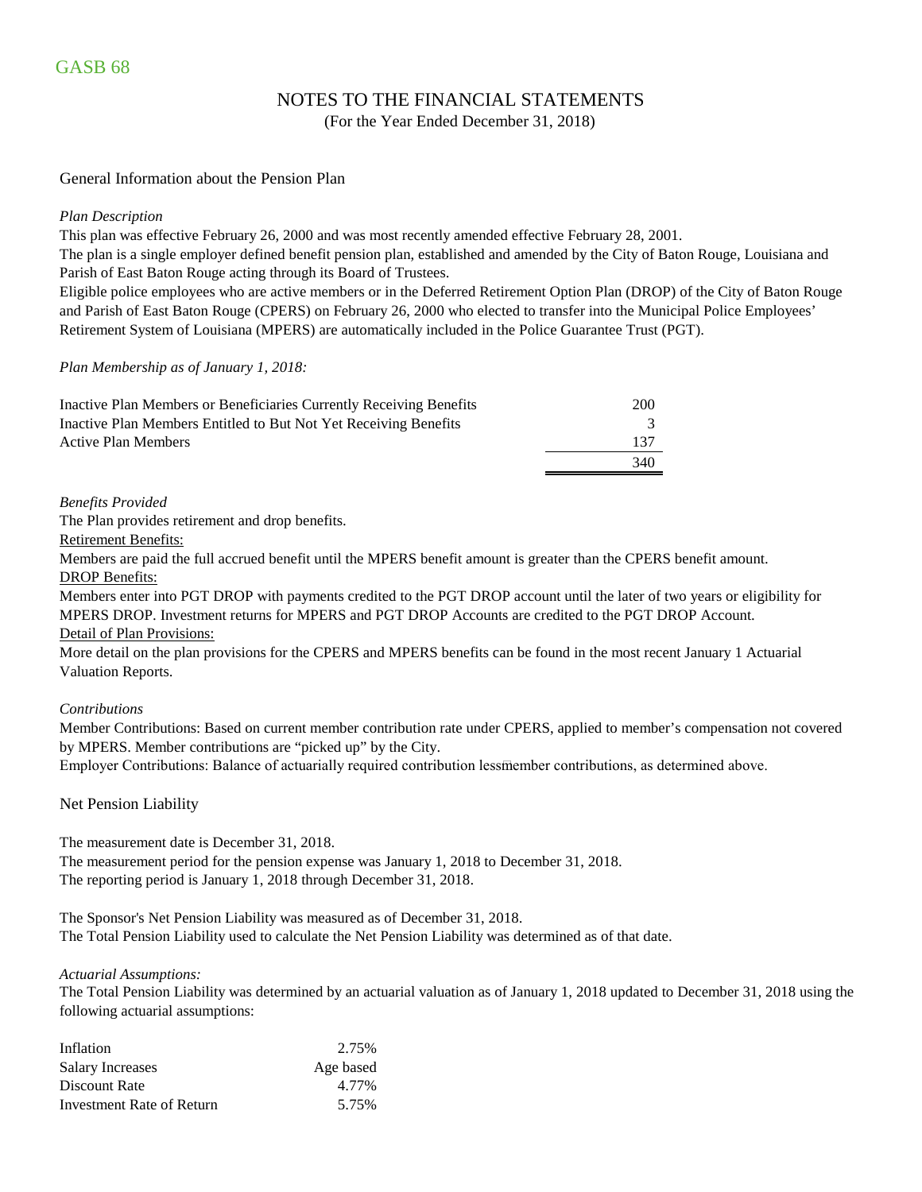GASB 68

# NOTES TO THE FINANCIAL STATEMENTS

(For the Year Ended December 31, 2018)

## General Information about the Pension Plan

*Plan Description*

This plan was effective February 26, 2000 and was most recently amended effective February 28, 2001.

The plan is a single employer defined benefit pension plan, established and amended by the City of Baton Rouge, Louisiana and Parish of East Baton Rouge acting through its Board of Trustees.

Eligible police employees who are active members or in the Deferred Retirement Option Plan (DROP) of the City of Baton Rouge and Parish of East Baton Rouge (CPERS) on February 26, 2000 who elected to transfer into the Municipal Police Employees' Retirement System of Louisiana (MPERS) are automatically included in the Police Guarantee Trust (PGT).

*Plan Membership as of January 1, 2018:*

| | |
|---|---|
| Inactive Plan Members or Beneficiaries Currently Receiving Benefits | 200 |
| Inactive Plan Members Entitled to But Not Yet Receiving Benefits | 3 |
| Active Plan Members | 137 |
| | 340 |

*Benefits Provided*

The Plan provides retirement and drop benefits.

Retirement Benefits:

Members are paid the full accrued benefit until the MPERS benefit amount is greater than the CPERS benefit amount.

DROP Benefits:

Members enter into PGT DROP with payments credited to the PGT DROP account until the later of two years or eligibility for MPERS DROP. Investment returns for MPERS and PGT DROP Accounts are credited to the PGT DROP Account.

Detail of Plan Provisions:

More detail on the plan provisions for the CPERS and MPERS benefits can be found in the most recent January 1 Actuarial Valuation Reports.

*Contributions*

Member Contributions: Based on current member contribution rate under CPERS, applied to member's compensation not covered by MPERS. Member contributions are "picked up" by the City.

Employer Contributions: Balance of actuarially required contribution less member contributions, as determined above.

## Net Pension Liability

The measurement date is December 31, 2018.

The measurement period for the pension expense was January 1, 2018 to December 31, 2018.

The reporting period is January 1, 2018 through December 31, 2018.

The Sponsor's Net Pension Liability was measured as of December 31, 2018.

The Total Pension Liability used to calculate the Net Pension Liability was determined as of that date.

*Actuarial Assumptions:*

The Total Pension Liability was determined by an actuarial valuation as of January 1, 2018 updated to December 31, 2018 using the following actuarial assumptions:

| | |
|---|---|
| Inflation | 2.75% |
| Salary Increases | Age based |
| Discount Rate | 4.77% |
| Investment Rate of Return | 5.75% |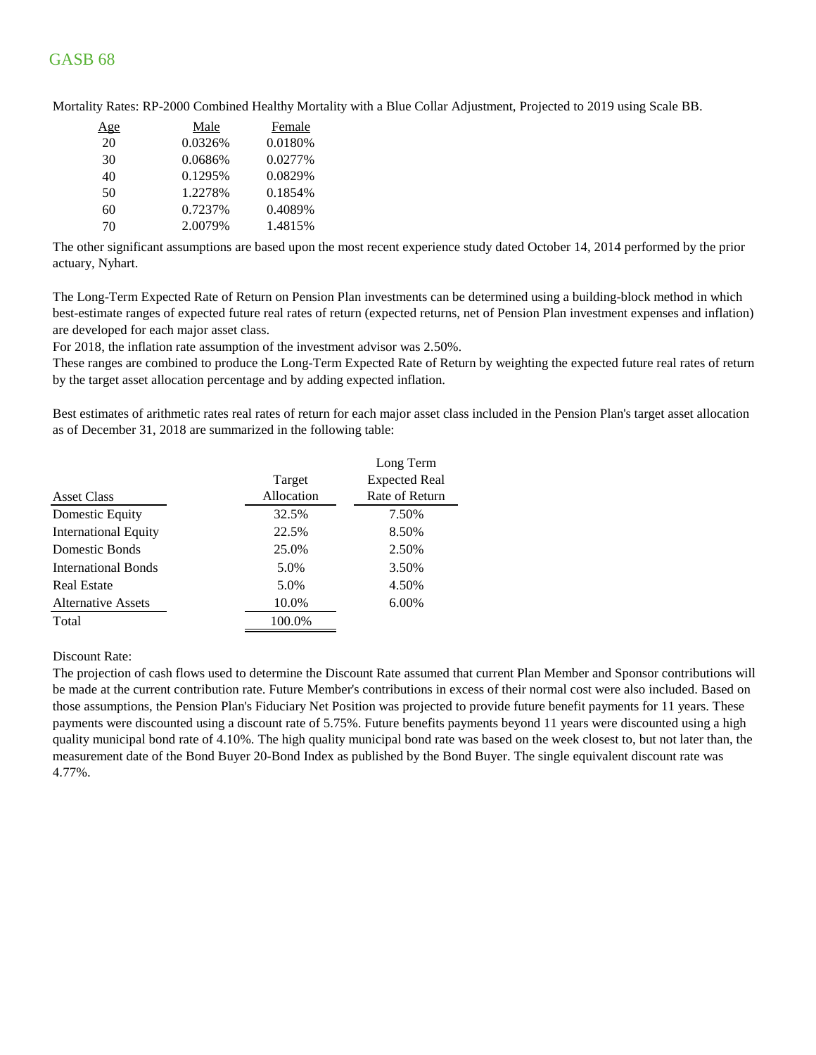# GASB 68

Mortality Rates: RP-2000 Combined Healthy Mortality with a Blue Collar Adjustment, Projected to 2019 using Scale BB.

| Age | Male | Female |
|---|---|---|
| 20 | 0.0326% | 0.0180% |
| 30 | 0.0686% | 0.0277% |
| 40 | 0.1295% | 0.0829% |
| 50 | 1.2278% | 0.1854% |
| 60 | 0.7237% | 0.4089% |
| 70 | 2.0079% | 1.4815% |

The other significant assumptions are based upon the most recent experience study dated October 14, 2014 performed by the prior actuary, Nyhart.

The Long-Term Expected Rate of Return on Pension Plan investments can be determined using a building-block method in which best-estimate ranges of expected future real rates of return (expected returns, net of Pension Plan investment expenses and inflation) are developed for each major asset class.
For 2018, the inflation rate assumption of the investment advisor was 2.50%.
These ranges are combined to produce the Long-Term Expected Rate of Return by weighting the expected future real rates of return by the target asset allocation percentage and by adding expected inflation.

Best estimates of arithmetic rates real rates of return for each major asset class included in the Pension Plan's target asset allocation as of December 31, 2018 are summarized in the following table:

| Asset Class | Target Allocation | Long Term Expected Real Rate of Return |
|---|---|---|
| Domestic Equity | 32.5% | 7.50% |
| International Equity | 22.5% | 8.50% |
| Domestic Bonds | 25.0% | 2.50% |
| International Bonds | 5.0% | 3.50% |
| Real Estate | 5.0% | 4.50% |
| Alternative Assets | 10.0% | 6.00% |
| Total | 100.0% | |

Discount Rate:
The projection of cash flows used to determine the Discount Rate assumed that current Plan Member and Sponsor contributions will be made at the current contribution rate. Future Member's contributions in excess of their normal cost were also included. Based on those assumptions, the Pension Plan's Fiduciary Net Position was projected to provide future benefit payments for 11 years. These payments were discounted using a discount rate of 5.75%. Future benefits payments beyond 11 years were discounted using a high quality municipal bond rate of 4.10%. The high quality municipal bond rate was based on the week closest to, but not later than, the measurement date of the Bond Buyer 20-Bond Index as published by the Bond Buyer. The single equivalent discount rate was 4.77%.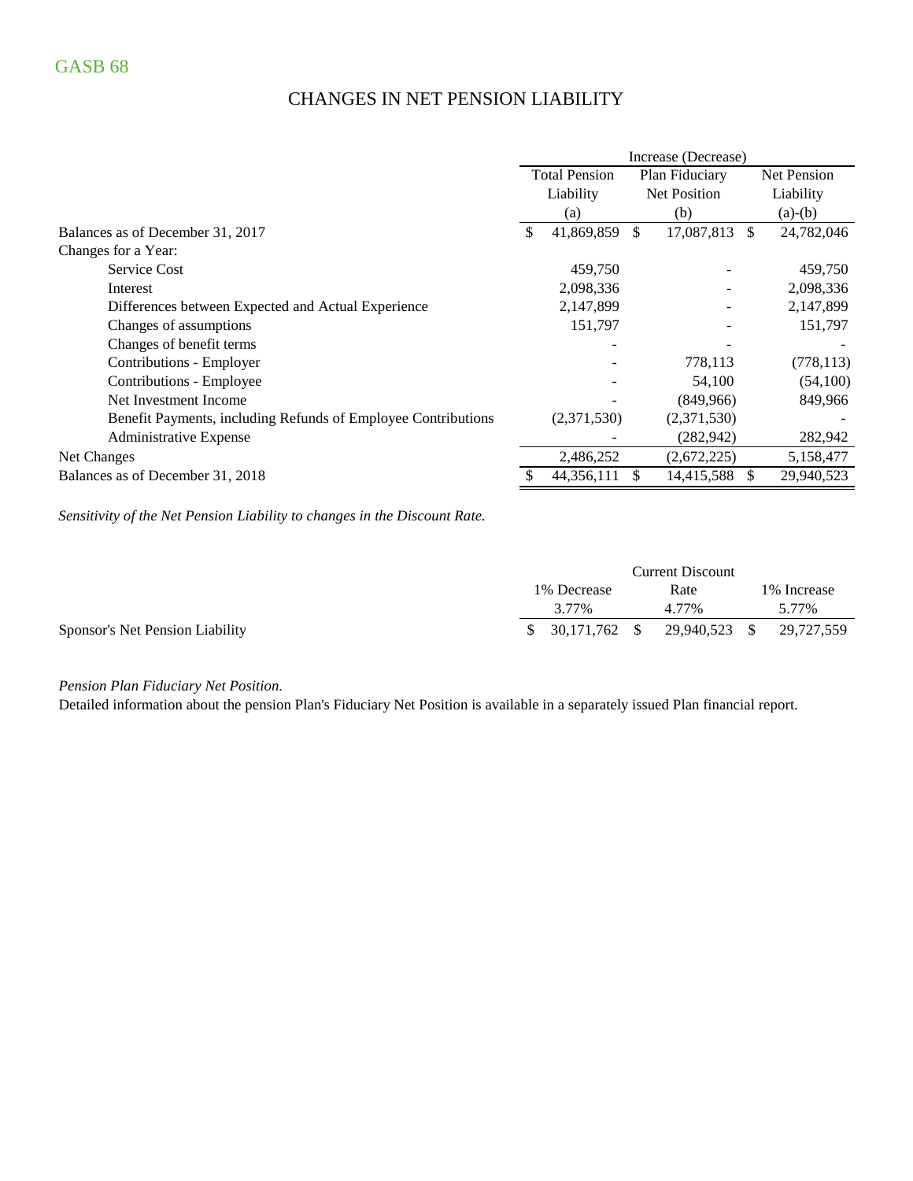GASB 68

## CHANGES IN NET PENSION LIABILITY

| | Increase (Decrease) | | |
|---|---|---|---|
| | Total Pension Liability (a) | Plan Fiduciary Net Position (b) | Net Pension Liability (a)-(b) |
| Balances as of December 31, 2017 | $ 41,869,859 | $ 17,087,813 | $ 24,782,046 |
| Changes for a Year: | | | |
| Service Cost | 459,750 | - | 459,750 |
| Interest | 2,098,336 | - | 2,098,336 |
| Differences between Expected and Actual Experience | 2,147,899 | - | 2,147,899 |
| Changes of assumptions | 151,797 | - | 151,797 |
| Changes of benefit terms | - | - | - |
| Contributions - Employer | - | 778,113 | (778,113) |
| Contributions - Employee | - | 54,100 | (54,100) |
| Net Investment Income | - | (849,966) | 849,966 |
| Benefit Payments, including Refunds of Employee Contributions | (2,371,530) | (2,371,530) | - |
| Administrative Expense | - | (282,942) | 282,942 |
| Net Changes | 2,486,252 | (2,672,225) | 5,158,477 |
| Balances as of December 31, 2018 | $ 44,356,111 | $ 14,415,588 | $ 29,940,523 |

*Sensitivity of the Net Pension Liability to changes in the Discount Rate.*

| | 1% Decrease 3.77% | Current Discount Rate 4.77% | 1% Increase 5.77% |
|---|---|---|---|
| Sponsor's Net Pension Liability | $ 30,171,762 | $ 29,940,523 | $ 29,727,559 |

*Pension Plan Fiduciary Net Position.*

Detailed information about the pension Plan's Fiduciary Net Position is available in a separately issued Plan financial report.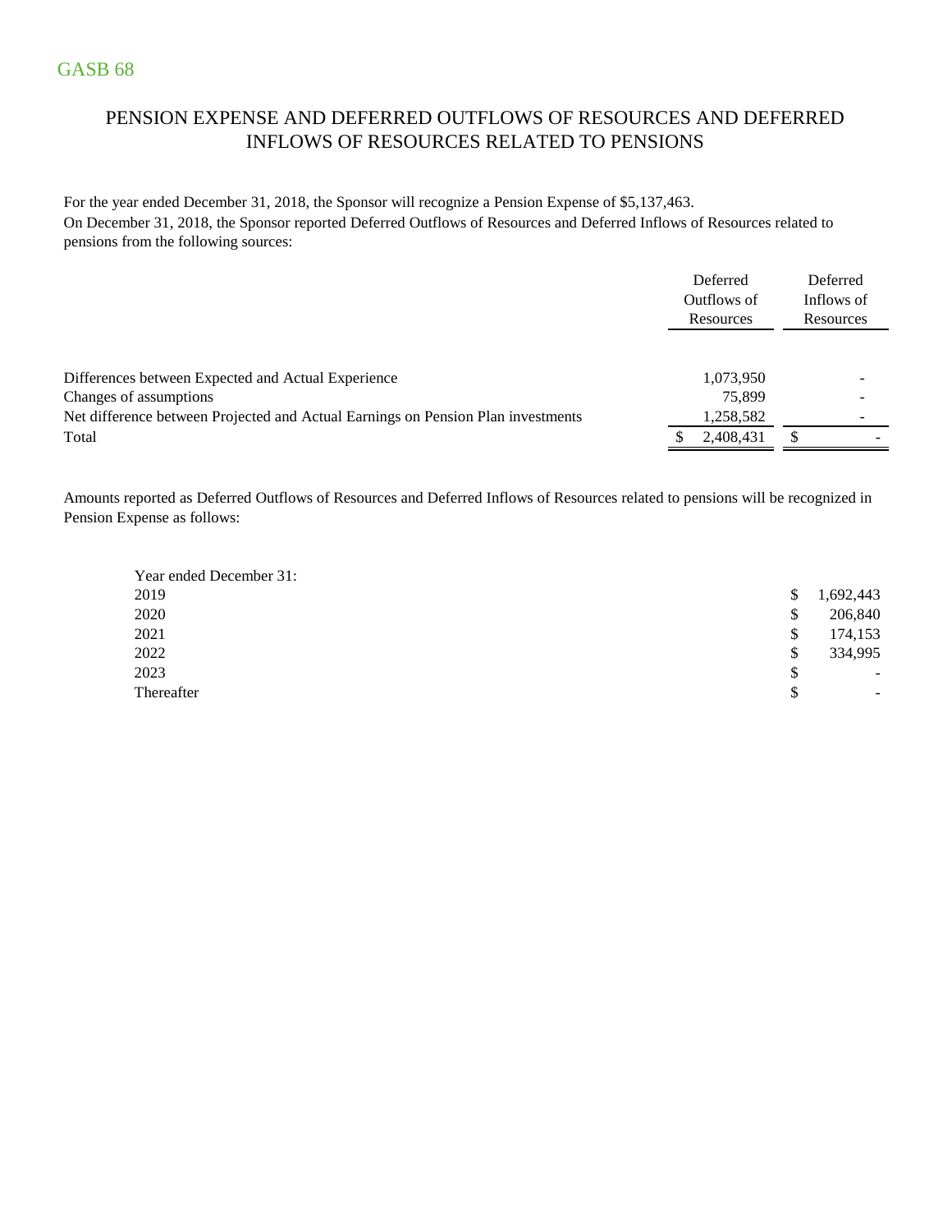GASB 68

## PENSION EXPENSE AND DEFERRED OUTFLOWS OF RESOURCES AND DEFERRED INFLOWS OF RESOURCES RELATED TO PENSIONS

For the year ended December 31, 2018, the Sponsor will recognize a Pension Expense of $5,137,463.
On December 31, 2018, the Sponsor reported Deferred Outflows of Resources and Deferred Inflows of Resources related to pensions from the following sources:

| | Deferred Outflows of Resources | Deferred Inflows of Resources |
|---|---|---|
| Differences between Expected and Actual Experience | 1,073,950 | - |
| Changes of assumptions | 75,899 | - |
| Net difference between Projected and Actual Earnings on Pension Plan investments | 1,258,582 | - |
| Total | $ 2,408,431 | $ - |

Amounts reported as Deferred Outflows of Resources and Deferred Inflows of Resources related to pensions will be recognized in Pension Expense as follows:

| Year ended December 31: | |
|---|---|
| 2019 | $ 1,692,443 |
| 2020 | $ 206,840 |
| 2021 | $ 174,153 |
| 2022 | $ 334,995 |
| 2023 | $ - |
| Thereafter | $ - |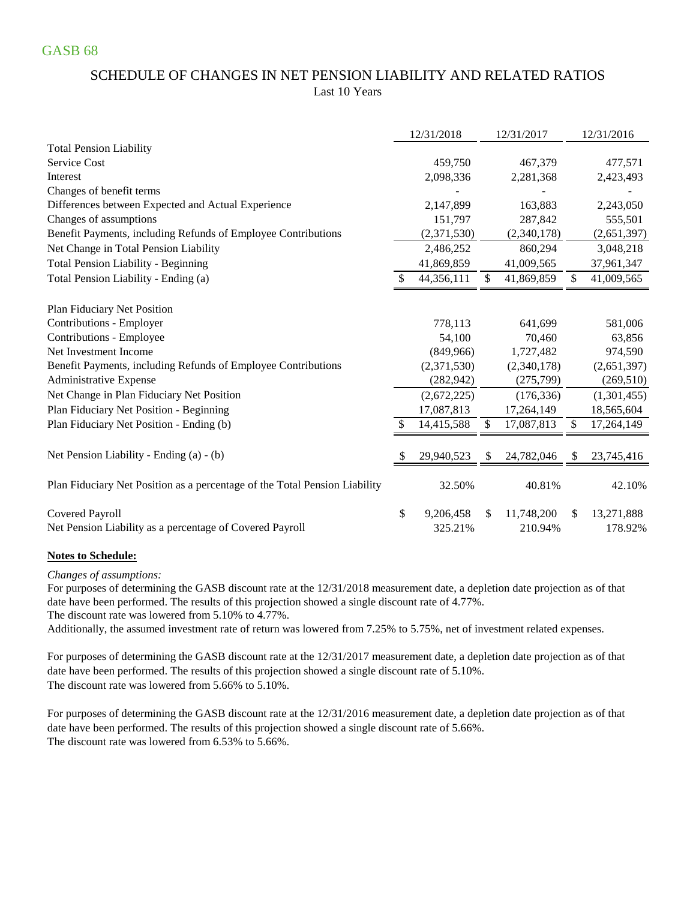GASB 68

# SCHEDULE OF CHANGES IN NET PENSION LIABILITY AND RELATED RATIOS

Last 10 Years

| | 12/31/2018 | 12/31/2017 | 12/31/2016 |
|---|---|---|---|
| **Total Pension Liability** | | | |
| Service Cost | 459,750 | 467,379 | 477,571 |
| Interest | 2,098,336 | 2,281,368 | 2,423,493 |
| Changes of benefit terms | - | - | - |
| Differences between Expected and Actual Experience | 2,147,899 | 163,883 | 2,243,050 |
| Changes of assumptions | 151,797 | 287,842 | 555,501 |
| Benefit Payments, including Refunds of Employee Contributions | (2,371,530) | (2,340,178) | (2,651,397) |
| Net Change in Total Pension Liability | 2,486,252 | 860,294 | 3,048,218 |
| Total Pension Liability - Beginning | 41,869,859 | 41,009,565 | 37,961,347 |
| Total Pension Liability - Ending (a) | $ 44,356,111 | $ 41,869,859 | $ 41,009,565 |
| | | | |
| **Plan Fiduciary Net Position** | | | |
| Contributions - Employer | 778,113 | 641,699 | 581,006 |
| Contributions - Employee | 54,100 | 70,460 | 63,856 |
| Net Investment Income | (849,966) | 1,727,482 | 974,590 |
| Benefit Payments, including Refunds of Employee Contributions | (2,371,530) | (2,340,178) | (2,651,397) |
| Administrative Expense | (282,942) | (275,799) | (269,510) |
| Net Change in Plan Fiduciary Net Position | (2,672,225) | (176,336) | (1,301,455) |
| Plan Fiduciary Net Position - Beginning | 17,087,813 | 17,264,149 | 18,565,604 |
| Plan Fiduciary Net Position - Ending (b) | $ 14,415,588 | $ 17,087,813 | $ 17,264,149 |
| | | | |
| Net Pension Liability - Ending (a) - (b) | $ 29,940,523 | $ 24,782,046 | $ 23,745,416 |
| | | | |
| Plan Fiduciary Net Position as a percentage of the Total Pension Liability | 32.50% | 40.81% | 42.10% |
| | | | |
| Covered Payroll | $ 9,206,458 | $ 11,748,200 | $ 13,271,888 |
| Net Pension Liability as a percentage of Covered Payroll | 325.21% | 210.94% | 178.92% |

**Notes to Schedule:**

*Changes of assumptions:*

For purposes of determining the GASB discount rate at the 12/31/2018 measurement date, a depletion date projection as of that date have been performed. The results of this projection showed a single discount rate of 4.77%.
The discount rate was lowered from 5.10% to 4.77%.
Additionally, the assumed investment rate of return was lowered from 7.25% to 5.75%, net of investment related expenses.

For purposes of determining the GASB discount rate at the 12/31/2017 measurement date, a depletion date projection as of that date have been performed. The results of this projection showed a single discount rate of 5.10%.
The discount rate was lowered from 5.66% to 5.10%.

For purposes of determining the GASB discount rate at the 12/31/2016 measurement date, a depletion date projection as of that date have been performed. The results of this projection showed a single discount rate of 5.66%.
The discount rate was lowered from 6.53% to 5.66%.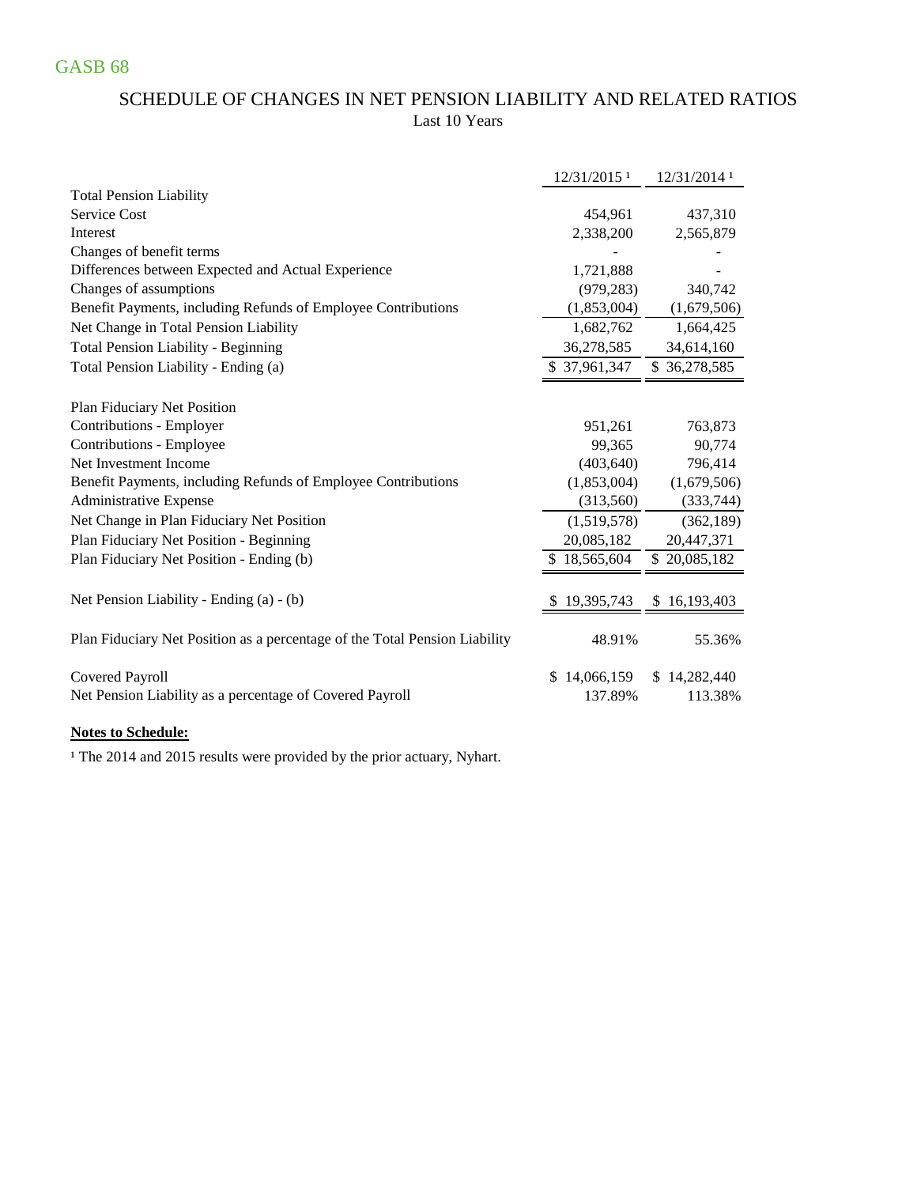GASB 68

## SCHEDULE OF CHANGES IN NET PENSION LIABILITY AND RELATED RATIOS

Last 10 Years

| | 12/31/2015 [1] | 12/31/2014 [1] |
|---|---|---|
| **Total Pension Liability** | | |
| Service Cost | 454,961 | 437,310 |
| Interest | 2,338,200 | 2,565,879 |
| Changes of benefit terms | - | - |
| Differences between Expected and Actual Experience | 1,721,888 | - |
| Changes of assumptions | (979,283) | 340,742 |
| Benefit Payments, including Refunds of Employee Contributions | (1,853,004) | (1,679,506) |
| Net Change in Total Pension Liability | 1,682,762 | 1,664,425 |
| Total Pension Liability - Beginning | 36,278,585 | 34,614,160 |
| Total Pension Liability - Ending (a) | $ 37,961,347 | $ 36,278,585 |
| | | |
| **Plan Fiduciary Net Position** | | |
| Contributions - Employer | 951,261 | 763,873 |
| Contributions - Employee | 99,365 | 90,774 |
| Net Investment Income | (403,640) | 796,414 |
| Benefit Payments, including Refunds of Employee Contributions | (1,853,004) | (1,679,506) |
| Administrative Expense | (313,560) | (333,744) |
| Net Change in Plan Fiduciary Net Position | (1,519,578) | (362,189) |
| Plan Fiduciary Net Position - Beginning | 20,085,182 | 20,447,371 |
| Plan Fiduciary Net Position - Ending (b) | $ 18,565,604 | $ 20,085,182 |
| | | |
| Net Pension Liability - Ending (a) - (b) | $ 19,395,743 | $ 16,193,403 |
| | | |
| Plan Fiduciary Net Position as a percentage of the Total Pension Liability | 48.91% | 55.36% |
| | | |
| Covered Payroll | $ 14,066,159 | $ 14,282,440 |
| Net Pension Liability as a percentage of Covered Payroll | 137.89% | 113.38% |

**Notes to Schedule:**

[1] The 2014 and 2015 results were provided by the prior actuary, Nyhart.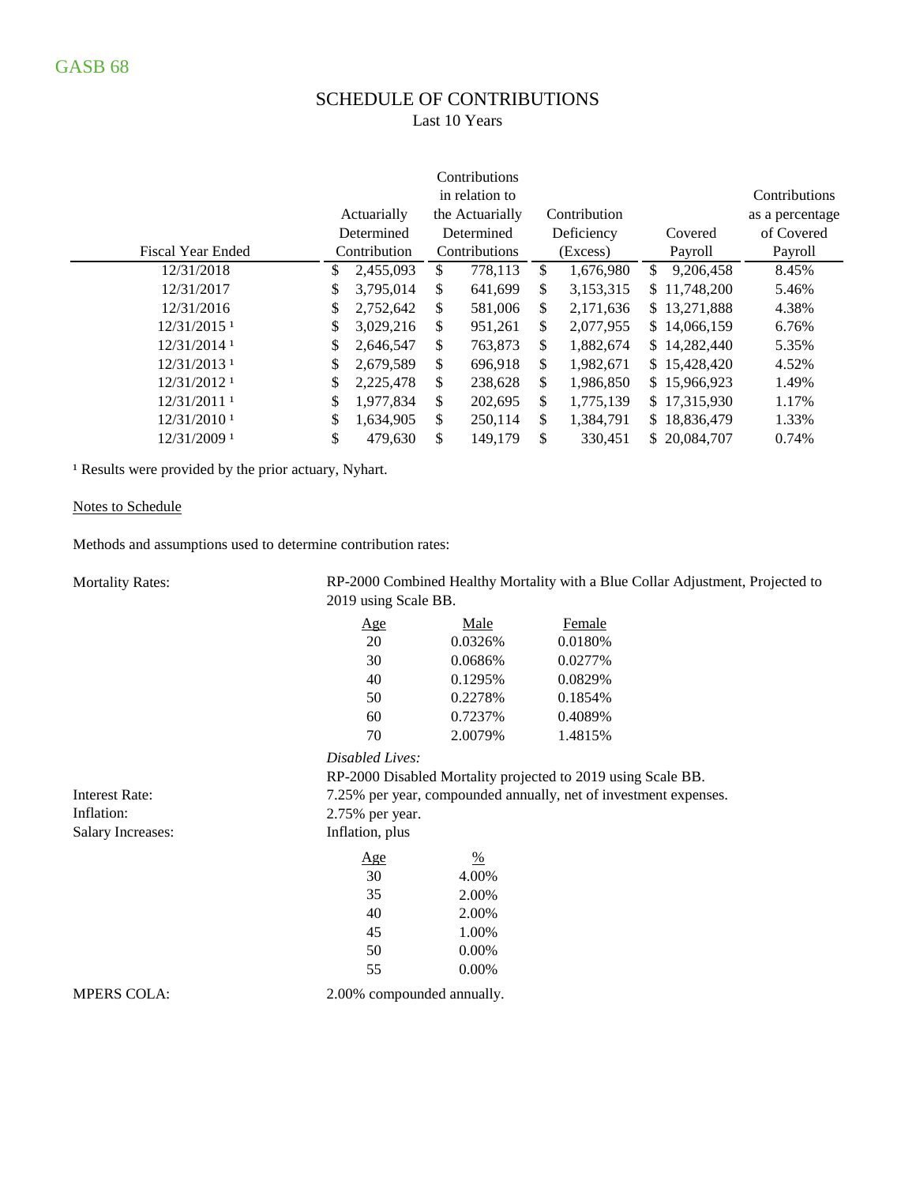GASB 68

# SCHEDULE OF CONTRIBUTIONS

Last 10 Years

| Fiscal Year Ended | Actuarially Determined Contribution | Contributions in relation to the Actuarially Determined Contributions | Contribution Deficiency (Excess) | Covered Payroll | Contributions as a percentage of Covered Payroll |
|---|---|---|---|---|---|
| 12/31/2018 | $ 2,455,093 | $ 778,113 | $ 1,676,980 | $ 9,206,458 | 8.45% |
| 12/31/2017 | $ 3,795,014 | $ 641,699 | $ 3,153,315 | $ 11,748,200 | 5.46% |
| 12/31/2016 | $ 2,752,642 | $ 581,006 | $ 2,171,636 | $ 13,271,888 | 4.38% |
| 12/31/2015 [1] | $ 3,029,216 | $ 951,261 | $ 2,077,955 | $ 14,066,159 | 6.76% |
| 12/31/2014 [1] | $ 2,646,547 | $ 763,873 | $ 1,882,674 | $ 14,282,440 | 5.35% |
| 12/31/2013 [1] | $ 2,679,589 | $ 696,918 | $ 1,982,671 | $ 15,428,420 | 4.52% |
| 12/31/2012 [1] | $ 2,225,478 | $ 238,628 | $ 1,986,850 | $ 15,966,923 | 1.49% |
| 12/31/2011 [1] | $ 1,977,834 | $ 202,695 | $ 1,775,139 | $ 17,315,930 | 1.17% |
| 12/31/2010 [1] | $ 1,634,905 | $ 250,114 | $ 1,384,791 | $ 18,836,479 | 1.33% |
| 12/31/2009 [1] | $ 479,630 | $ 149,179 | $ 330,451 | $ 20,084,707 | 0.74% |

[1] Results were provided by the prior actuary, Nyhart.

Notes to Schedule

Methods and assumptions used to determine contribution rates:

**Mortality Rates:** RP-2000 Combined Healthy Mortality with a Blue Collar Adjustment, Projected to 2019 using Scale BB.

| Age | Male | Female |
|---|---|---|
| 20 | 0.0326% | 0.0180% |
| 30 | 0.0686% | 0.0277% |
| 40 | 0.1295% | 0.0829% |
| 50 | 0.2278% | 0.1854% |
| 60 | 0.7237% | 0.4089% |
| 70 | 2.0079% | 1.4815% |

*Disabled Lives:*

RP-2000 Disabled Mortality projected to 2019 using Scale BB.

**Interest Rate:** 7.25% per year, compounded annually, net of investment expenses.

**Inflation:** 2.75% per year.

**Salary Increases:** Inflation, plus

| Age | % |
|---|---|
| 30 | 4.00% |
| 35 | 2.00% |
| 40 | 2.00% |
| 45 | 1.00% |
| 50 | 0.00% |
| 55 | 0.00% |

**MPERS COLA:** 2.00% compounded annually.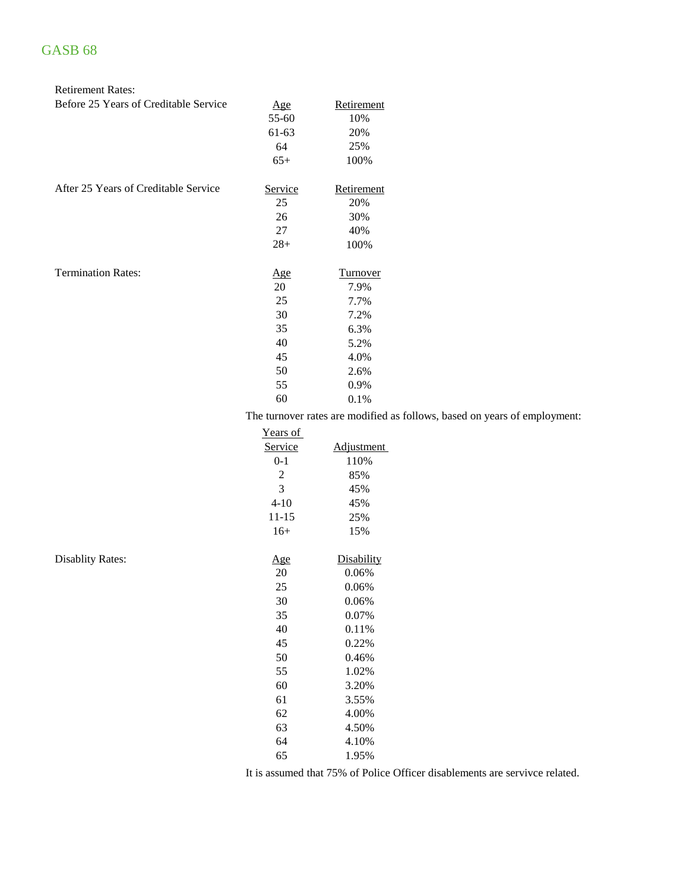GASB 68

Retirement Rates:

Before 25 Years of Creditable Service

| Age | Retirement |
|---|---|
| 55-60 | 10% |
| 61-63 | 20% |
| 64 | 25% |
| 65+ | 100% |

After 25 Years of Creditable Service

| Service | Retirement |
|---|---|
| 25 | 20% |
| 26 | 30% |
| 27 | 40% |
| 28+ | 100% |

Termination Rates:

| Age | Turnover |
|---|---|
| 20 | 7.9% |
| 25 | 7.7% |
| 30 | 7.2% |
| 35 | 6.3% |
| 40 | 5.2% |
| 45 | 4.0% |
| 50 | 2.6% |
| 55 | 0.9% |
| 60 | 0.1% |

The turnover rates are modified as follows, based on years of employment:

| Years of Service | Adjustment |
|---|---|
| 0-1 | 110% |
| 2 | 85% |
| 3 | 45% |
| 4-10 | 45% |
| 11-15 | 25% |
| 16+ | 15% |

Disablity Rates:

| Age | Disability |
|---|---|
| 20 | 0.06% |
| 25 | 0.06% |
| 30 | 0.06% |
| 35 | 0.07% |
| 40 | 0.11% |
| 45 | 0.22% |
| 50 | 0.46% |
| 55 | 1.02% |
| 60 | 3.20% |
| 61 | 3.55% |
| 62 | 4.00% |
| 63 | 4.50% |
| 64 | 4.10% |
| 65 | 1.95% |

It is assumed that 75% of Police Officer disablements are servivce related.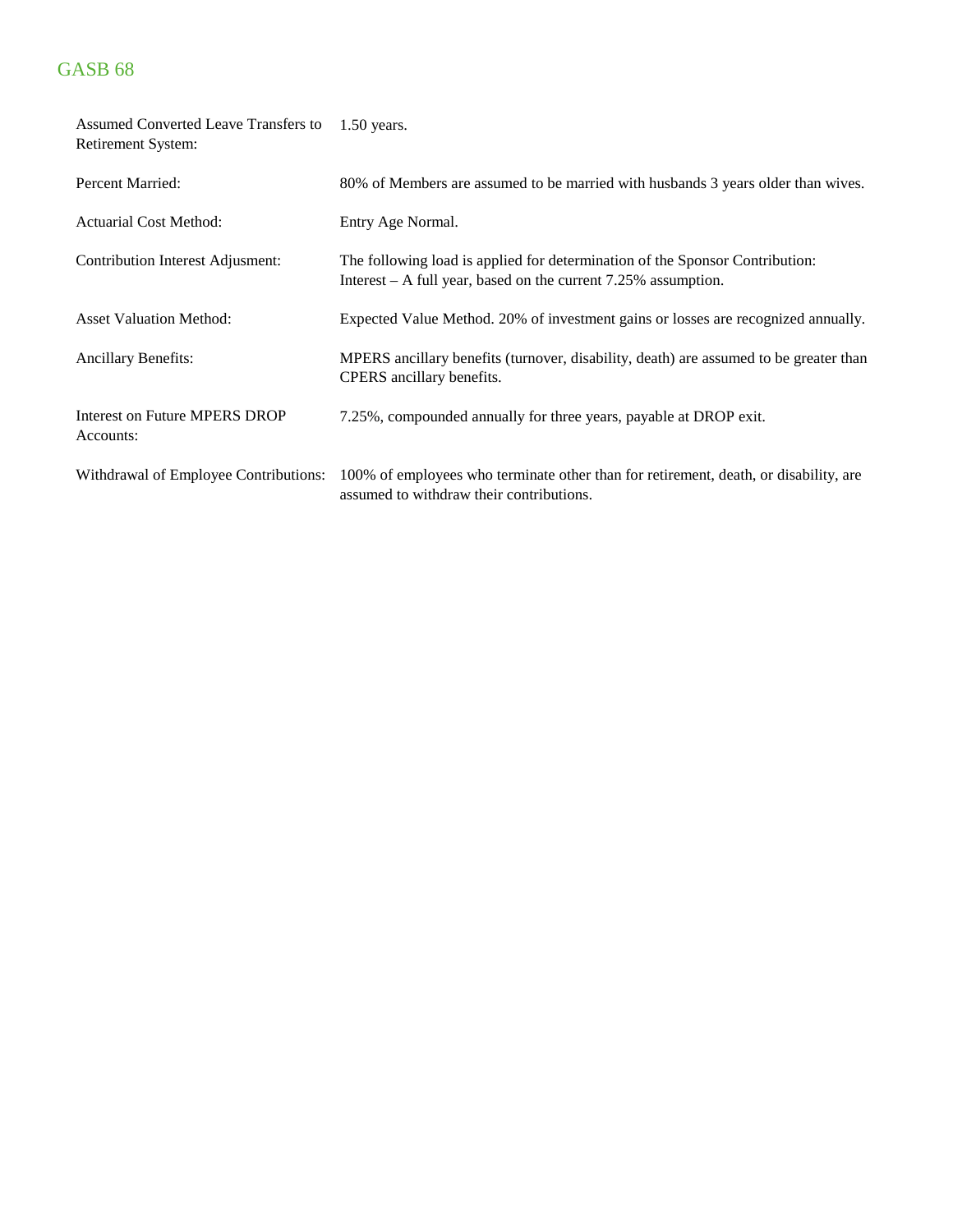| | |
|---|---|
| Assumed Converted Leave Transfers to Retirement System: | 1.50 years. |
| Percent Married: | 80% of Members are assumed to be married with husbands 3 years older than wives. |
| Actuarial Cost Method: | Entry Age Normal. |
| Contribution Interest Adjusment: | The following load is applied for determination of the Sponsor Contribution: Interest – A full year, based on the current 7.25% assumption. |
| Asset Valuation Method: | Expected Value Method. 20% of investment gains or losses are recognized annually. |
| Ancillary Benefits: | MPERS ancillary benefits (turnover, disability, death) are assumed to be greater than CPERS ancillary benefits. |
| Interest on Future MPERS DROP Accounts: | 7.25%, compounded annually for three years, payable at DROP exit. |
| Withdrawal of Employee Contributions: | 100% of employees who terminate other than for retirement, death, or disability, are assumed to withdraw their contributions. |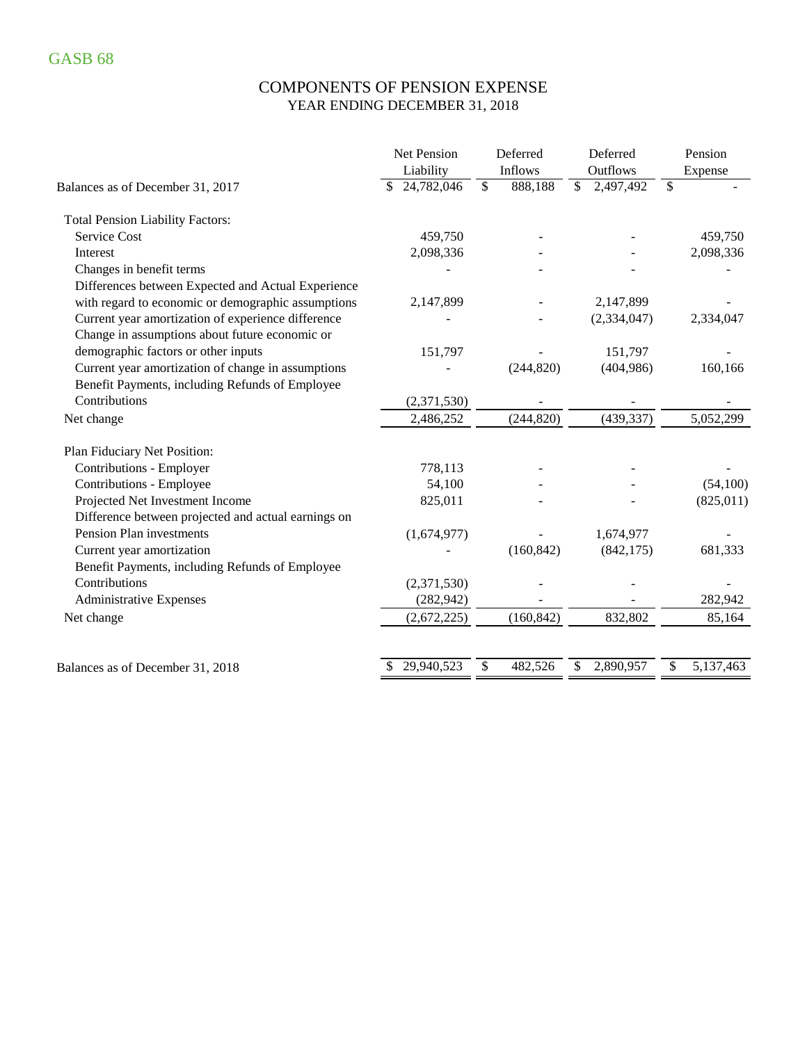GASB 68

# COMPONENTS OF PENSION EXPENSE

## YEAR ENDING DECEMBER 31, 2018

| | Net Pension Liability | Deferred Inflows | Deferred Outflows | Pension Expense |
|---|---|---|---|---|
| Balances as of December 31, 2017 | $ 24,782,046 | $ 888,188 | $ 2,497,492 | $ - |
| **Total Pension Liability Factors:** | | | | |
| Service Cost | 459,750 | - | - | 459,750 |
| Interest | 2,098,336 | - | - | 2,098,336 |
| Changes in benefit terms | - | - | - | - |
| Differences between Expected and Actual Experience with regard to economic or demographic assumptions | 2,147,899 | - | 2,147,899 | - |
| Current year amortization of experience difference | - | - | (2,334,047) | 2,334,047 |
| Change in assumptions about future economic or demographic factors or other inputs | 151,797 | - | 151,797 | - |
| Current year amortization of change in assumptions | - | (244,820) | (404,986) | 160,166 |
| Benefit Payments, including Refunds of Employee Contributions | (2,371,530) | - | - | - |
| Net change | 2,486,252 | (244,820) | (439,337) | 5,052,299 |
| **Plan Fiduciary Net Position:** | | | | |
| Contributions - Employer | 778,113 | - | - | - |
| Contributions - Employee | 54,100 | - | - | (54,100) |
| Projected Net Investment Income | 825,011 | - | - | (825,011) |
| Difference between projected and actual earnings on Pension Plan investments | (1,674,977) | - | 1,674,977 | - |
| Current year amortization | - | (160,842) | (842,175) | 681,333 |
| Benefit Payments, including Refunds of Employee Contributions | (2,371,530) | - | - | - |
| Administrative Expenses | (282,942) | - | - | 282,942 |
| Net change | (2,672,225) | (160,842) | 832,802 | 85,164 |
| Balances as of December 31, 2018 | $ 29,940,523 | $ 482,526 | $ 2,890,957 | $ 5,137,463 |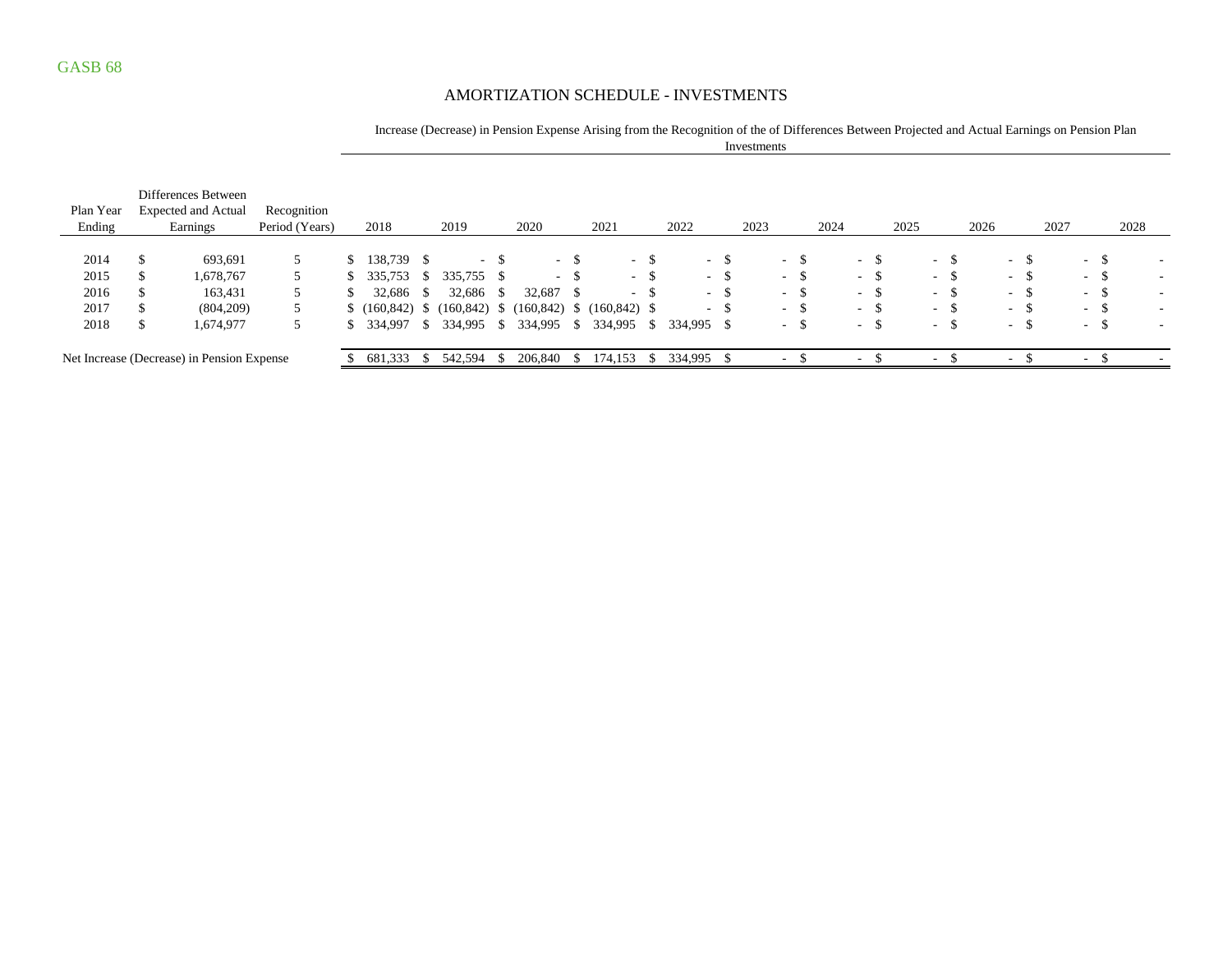GASB 68

# AMORTIZATION SCHEDULE - INVESTMENTS

| | | | Increase (Decrease) in Pension Expense Arising from the Recognition of the of Differences Between Projected and Actual Earnings on Pension Plan Investments | | | | | | | | | | |
|---|---|---|---|---|---|---|---|---|---|---|---|---|---|
| Plan Year Ending | Differences Between Expected and Actual Earnings | Recognition Period (Years) | 2018 | 2019 | 2020 | 2021 | 2022 | 2023 | 2024 | 2025 | 2026 | 2027 | 2028 |
| 2014 | $ 693,691 | 5 | $ 138,739 | $ - | $ - | $ - | $ - | $ - | $ - | $ - | $ - | $ - | $ - |
| 2015 | $ 1,678,767 | 5 | $ 335,753 | $ 335,755 | $ - | $ - | $ - | $ - | $ - | $ - | $ - | $ - | $ - |
| 2016 | $ 163,431 | 5 | $ 32,686 | $ 32,686 | $ 32,687 | $ - | $ - | $ - | $ - | $ - | $ - | $ - | $ - |
| 2017 | $ (804,209) | 5 | $ (160,842) | $ (160,842) | $ (160,842) | $ (160,842) | $ - | $ - | $ - | $ - | $ - | $ - | $ - |
| 2018 | $ 1,674,977 | 5 | $ 334,997 | $ 334,995 | $ 334,995 | $ 334,995 | $ 334,995 | $ - | $ - | $ - | $ - | $ - | $ - |
| Net Increase (Decrease) in Pension Expense | | | $ 681,333 | $ 542,594 | $ 206,840 | $ 174,153 | $ 334,995 | $ - | $ - | $ - | $ - | $ - | $ - |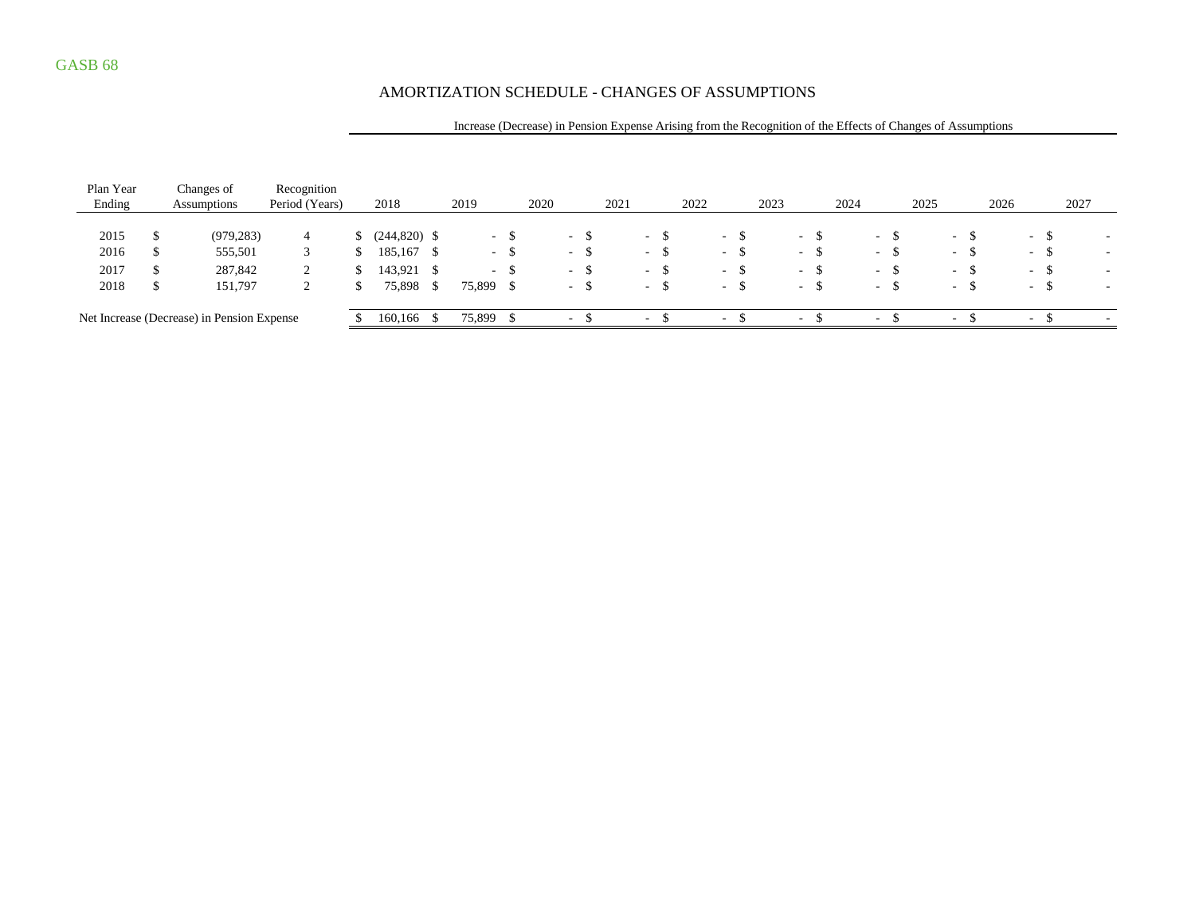GASB 68

# AMORTIZATION SCHEDULE - CHANGES OF ASSUMPTIONS

| Plan Year Ending | Changes of Assumptions | Recognition Period (Years) | Increase (Decrease) in Pension Expense Arising from the Recognition of the Effects of Changes of Assumptions | | | | | | | | | |
|---|---|---|---|---|---|---|---|---|---|---|---|---|
| | | | 2018 | 2019 | 2020 | 2021 | 2022 | 2023 | 2024 | 2025 | 2026 | 2027 |
| 2015 | $ (979,283) | 4 | $ (244,820) | $ - | $ - | $ - | $ - | $ - | $ - | $ - | $ - | $ - |
| 2016 | $ 555,501 | 3 | $ 185,167 | $ - | $ - | $ - | $ - | $ - | $ - | $ - | $ - | $ - |
| 2017 | $ 287,842 | 2 | $ 143,921 | $ - | $ - | $ - | $ - | $ - | $ - | $ - | $ - | $ - |
| 2018 | $ 151,797 | 2 | $ 75,898 | $ 75,899 | $ - | $ - | $ - | $ - | $ - | $ - | $ - | $ - |
| Net Increase (Decrease) in Pension Expense | | | $ 160,166 | $ 75,899 | $ - | $ - | $ - | $ - | $ - | $ - | $ - | $ - |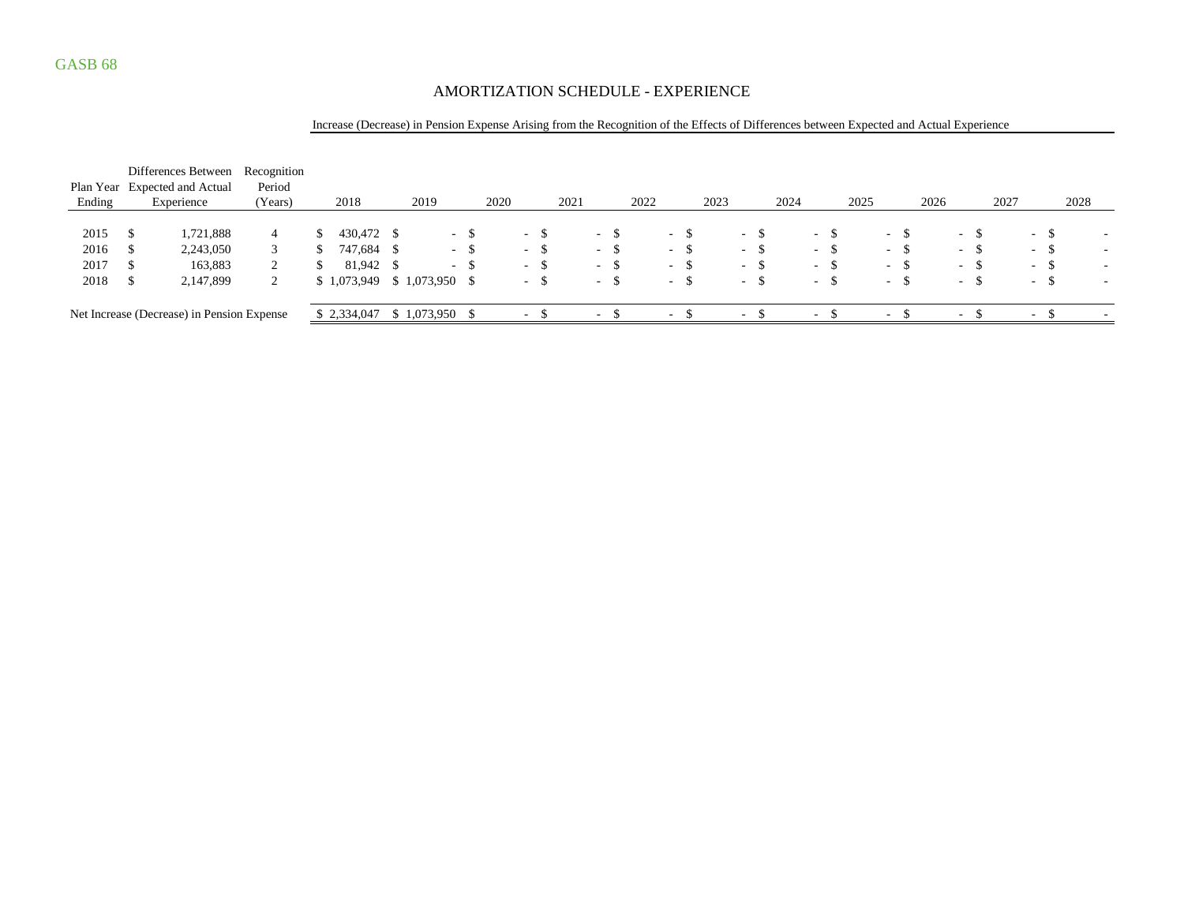GASB 68

# AMORTIZATION SCHEDULE - EXPERIENCE

| Plan Year Ending | Differences Between Expected and Actual Experience | Recognition Period (Years) | Increase (Decrease) in Pension Expense Arising from the Recognition of the Effects of Differences between Expected and Actual Experience | | | | | | | | | | |
|---|---|---|---|---|---|---|---|---|---|---|---|---|---|
| | | | 2018 | 2019 | 2020 | 2021 | 2022 | 2023 | 2024 | 2025 | 2026 | 2027 | 2028 |
| 2015 | $ 1,721,888 | 4 | $ 430,472 | $ - | $ - | $ - | $ - | $ - | $ - | $ - | $ - | $ - | $ - |
| 2016 | $ 2,243,050 | 3 | $ 747,684 | $ - | $ - | $ - | $ - | $ - | $ - | $ - | $ - | $ - | $ - |
| 2017 | $ 163,883 | 2 | $ 81,942 | $ - | $ - | $ - | $ - | $ - | $ - | $ - | $ - | $ - | $ - |
| 2018 | $ 2,147,899 | 2 | $ 1,073,949 | $ 1,073,950 | $ - | $ - | $ - | $ - | $ - | $ - | $ - | $ - | $ - |
| Net Increase (Decrease) in Pension Expense | | | $ 2,334,047 | $ 1,073,950 | $ - | $ - | $ - | $ - | $ - | $ - | $ - | $ - | $ - |